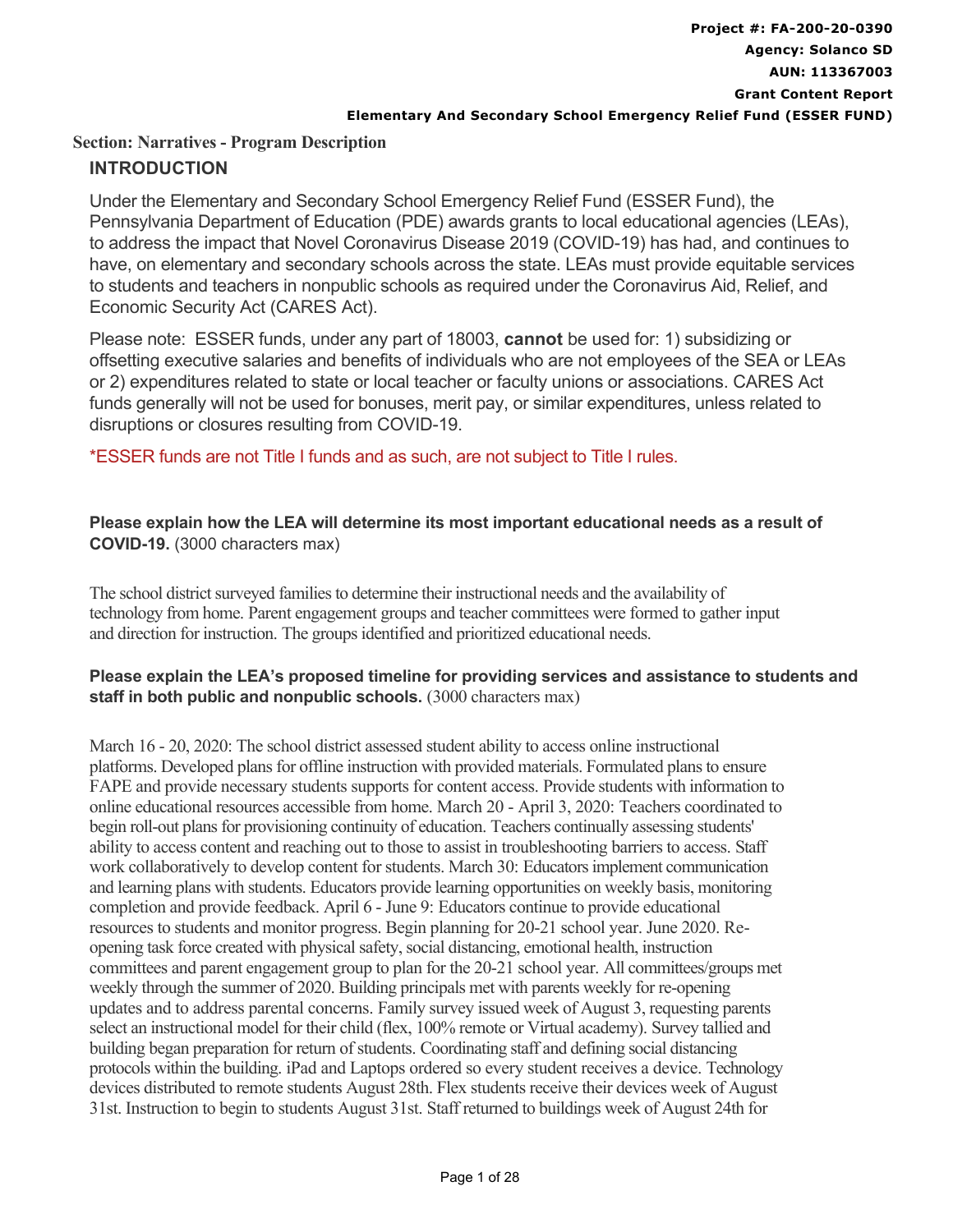**Project #: FA-200-20-0390**
**Agency: Solanco SD**
**AUN: 113367003**
**Grant Content Report**
**Elementary And Secondary School Emergency Relief Fund (ESSER FUND)**

## Section: Narratives - Program Description

### INTRODUCTION

Under the Elementary and Secondary School Emergency Relief Fund (ESSER Fund), the Pennsylvania Department of Education (PDE) awards grants to local educational agencies (LEAs), to address the impact that Novel Coronavirus Disease 2019 (COVID-19) has had, and continues to have, on elementary and secondary schools across the state. LEAs must provide equitable services to students and teachers in nonpublic schools as required under the Coronavirus Aid, Relief, and Economic Security Act (CARES Act).

Please note: ESSER funds, under any part of 18003, **cannot** be used for: 1) subsidizing or offsetting executive salaries and benefits of individuals who are not employees of the SEA or LEAs or 2) expenditures related to state or local teacher or faculty unions or associations. CARES Act funds generally will not be used for bonuses, merit pay, or similar expenditures, unless related to disruptions or closures resulting from COVID-19.

*ESSER funds are not Title I funds and as such, are not subject to Title I rules.

**Please explain how the LEA will determine its most important educational needs as a result of COVID-19.** (3000 characters max)

The school district surveyed families to determine their instructional needs and the availability of technology from home. Parent engagement groups and teacher committees were formed to gather input and direction for instruction. The groups identified and prioritized educational needs.

**Please explain the LEA's proposed timeline for providing services and assistance to students and staff in both public and nonpublic schools.** (3000 characters max)

March 16 - 20, 2020: The school district assessed student ability to access online instructional platforms. Developed plans for offline instruction with provided materials. Formulated plans to ensure FAPE and provide necessary students supports for content access. Provide students with information to online educational resources accessible from home. March 20 - April 3, 2020: Teachers coordinated to begin roll-out plans for provisioning continuity of education. Teachers continually assessing students' ability to access content and reaching out to those to assist in troubleshooting barriers to access. Staff work collaboratively to develop content for students. March 30: Educators implement communication and learning plans with students. Educators provide learning opportunities on weekly basis, monitoring completion and provide feedback. April 6 - June 9: Educators continue to provide educational resources to students and monitor progress. Begin planning for 20-21 school year. June 2020. Re-opening task force created with physical safety, social distancing, emotional health, instruction committees and parent engagement group to plan for the 20-21 school year. All committees/groups met weekly through the summer of 2020. Building principals met with parents weekly for re-opening updates and to address parental concerns. Family survey issued week of August 3, requesting parents select an instructional model for their child (flex, 100% remote or Virtual academy). Survey tallied and building began preparation for return of students. Coordinating staff and defining social distancing protocols within the building. iPad and Laptops ordered so every student receives a device. Technology devices distributed to remote students August 28th. Flex students receive their devices week of August 31st. Instruction to begin to students August 31st. Staff returned to buildings week of August 24th for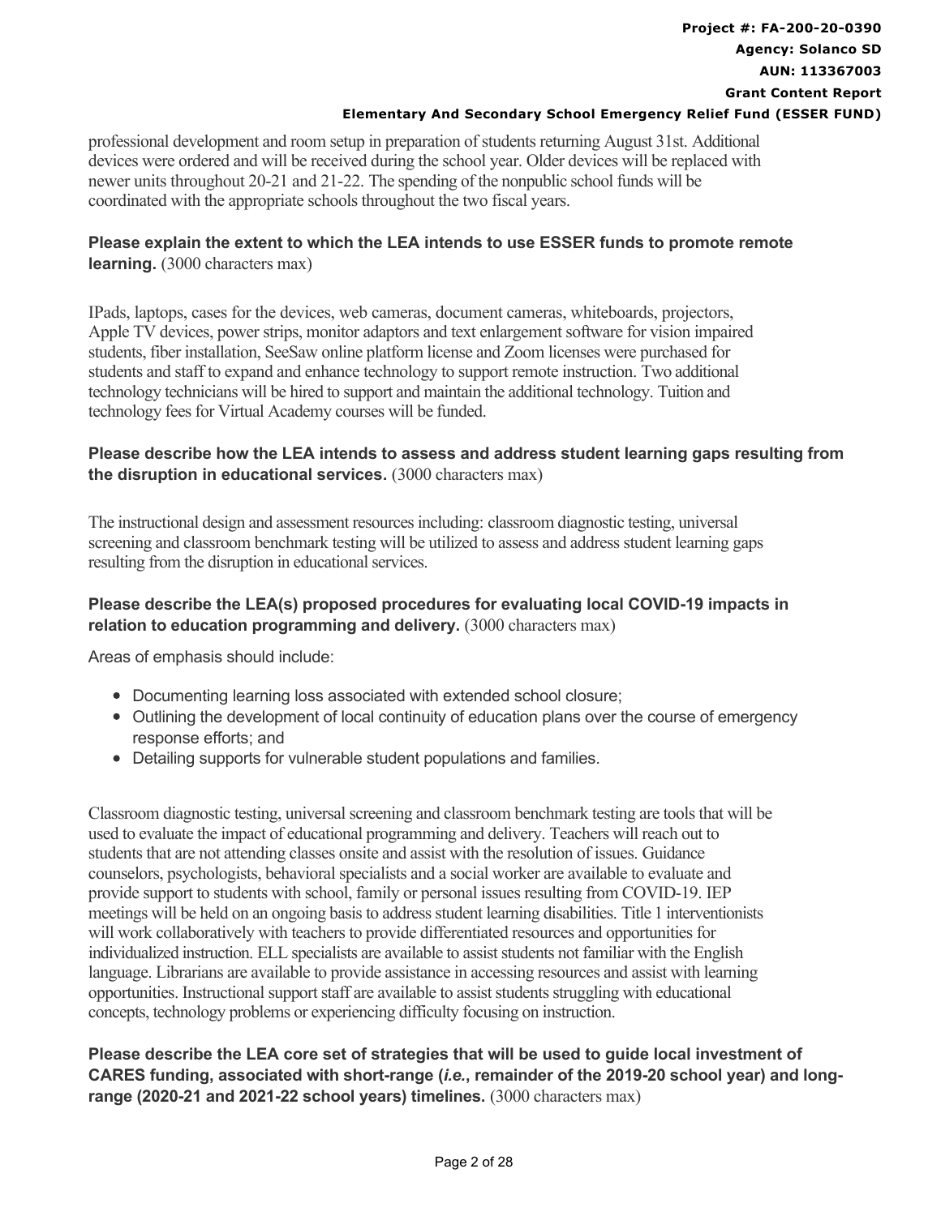professional development and room setup in preparation of students returning August 31st. Additional devices were ordered and will be received during the school year. Older devices will be replaced with newer units throughout 20-21 and 21-22. The spending of the nonpublic school funds will be coordinated with the appropriate schools throughout the two fiscal years.

**Please explain the extent to which the LEA intends to use ESSER funds to promote remote learning.** (3000 characters max)

IPads, laptops, cases for the devices, web cameras, document cameras, whiteboards, projectors, Apple TV devices, power strips, monitor adaptors and text enlargement software for vision impaired students, fiber installation, SeeSaw online platform license and Zoom licenses were purchased for students and staff to expand and enhance technology to support remote instruction. Two additional technology technicians will be hired to support and maintain the additional technology. Tuition and technology fees for Virtual Academy courses will be funded.

**Please describe how the LEA intends to assess and address student learning gaps resulting from the disruption in educational services.** (3000 characters max)

The instructional design and assessment resources including: classroom diagnostic testing, universal screening and classroom benchmark testing will be utilized to assess and address student learning gaps resulting from the disruption in educational services.

**Please describe the LEA(s) proposed procedures for evaluating local COVID-19 impacts in relation to education programming and delivery.** (3000 characters max)

Areas of emphasis should include:

- Documenting learning loss associated with extended school closure;
- Outlining the development of local continuity of education plans over the course of emergency response efforts; and
- Detailing supports for vulnerable student populations and families.

Classroom diagnostic testing, universal screening and classroom benchmark testing are tools that will be used to evaluate the impact of educational programming and delivery. Teachers will reach out to students that are not attending classes onsite and assist with the resolution of issues. Guidance counselors, psychologists, behavioral specialists and a social worker are available to evaluate and provide support to students with school, family or personal issues resulting from COVID-19. IEP meetings will be held on an ongoing basis to address student learning disabilities. Title 1 interventionists will work collaboratively with teachers to provide differentiated resources and opportunities for individualized instruction. ELL specialists are available to assist students not familiar with the English language. Librarians are available to provide assistance in accessing resources and assist with learning opportunities. Instructional support staff are available to assist students struggling with educational concepts, technology problems or experiencing difficulty focusing on instruction.

**Please describe the LEA core set of strategies that will be used to guide local investment of CARES funding, associated with short-range (*i.e.*, remainder of the 2019-20 school year) and long-range (2020-21 and 2021-22 school years) timelines.** (3000 characters max)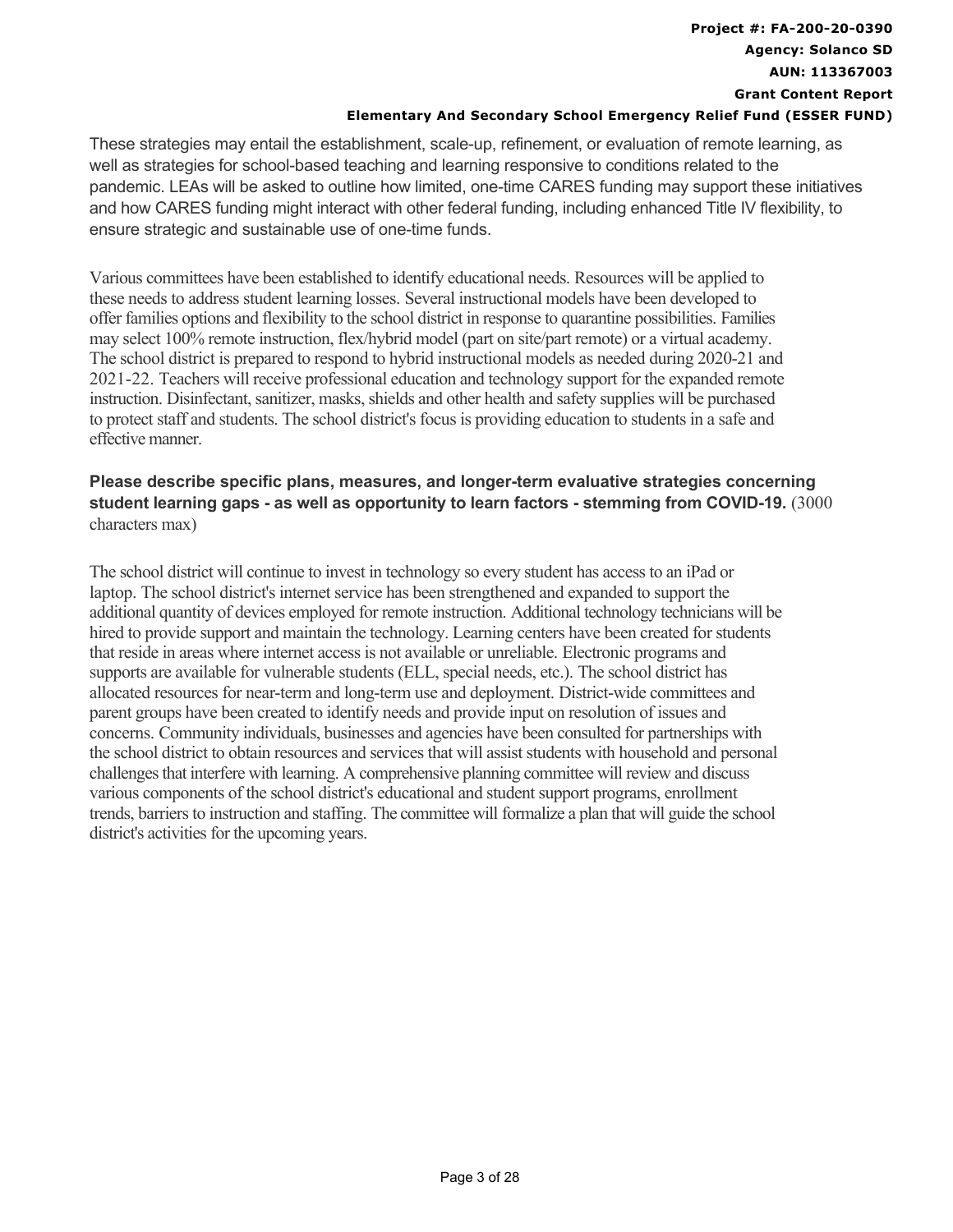These strategies may entail the establishment, scale-up, refinement, or evaluation of remote learning, as well as strategies for school-based teaching and learning responsive to conditions related to the pandemic. LEAs will be asked to outline how limited, one-time CARES funding may support these initiatives and how CARES funding might interact with other federal funding, including enhanced Title IV flexibility, to ensure strategic and sustainable use of one-time funds.

Various committees have been established to identify educational needs. Resources will be applied to these needs to address student learning losses. Several instructional models have been developed to offer families options and flexibility to the school district in response to quarantine possibilities. Families may select 100% remote instruction, flex/hybrid model (part on site/part remote) or a virtual academy. The school district is prepared to respond to hybrid instructional models as needed during 2020-21 and 2021-22. Teachers will receive professional education and technology support for the expanded remote instruction. Disinfectant, sanitizer, masks, shields and other health and safety supplies will be purchased to protect staff and students. The school district's focus is providing education to students in a safe and effective manner.

**Please describe specific plans, measures, and longer-term evaluative strategies concerning student learning gaps - as well as opportunity to learn factors - stemming from COVID-19.** (3000 characters max)

The school district will continue to invest in technology so every student has access to an iPad or laptop. The school district's internet service has been strengthened and expanded to support the additional quantity of devices employed for remote instruction. Additional technology technicians will be hired to provide support and maintain the technology. Learning centers have been created for students that reside in areas where internet access is not available or unreliable. Electronic programs and supports are available for vulnerable students (ELL, special needs, etc.). The school district has allocated resources for near-term and long-term use and deployment. District-wide committees and parent groups have been created to identify needs and provide input on resolution of issues and concerns. Community individuals, businesses and agencies have been consulted for partnerships with the school district to obtain resources and services that will assist students with household and personal challenges that interfere with learning. A comprehensive planning committee will review and discuss various components of the school district's educational and student support programs, enrollment trends, barriers to instruction and staffing. The committee will formalize a plan that will guide the school district's activities for the upcoming years.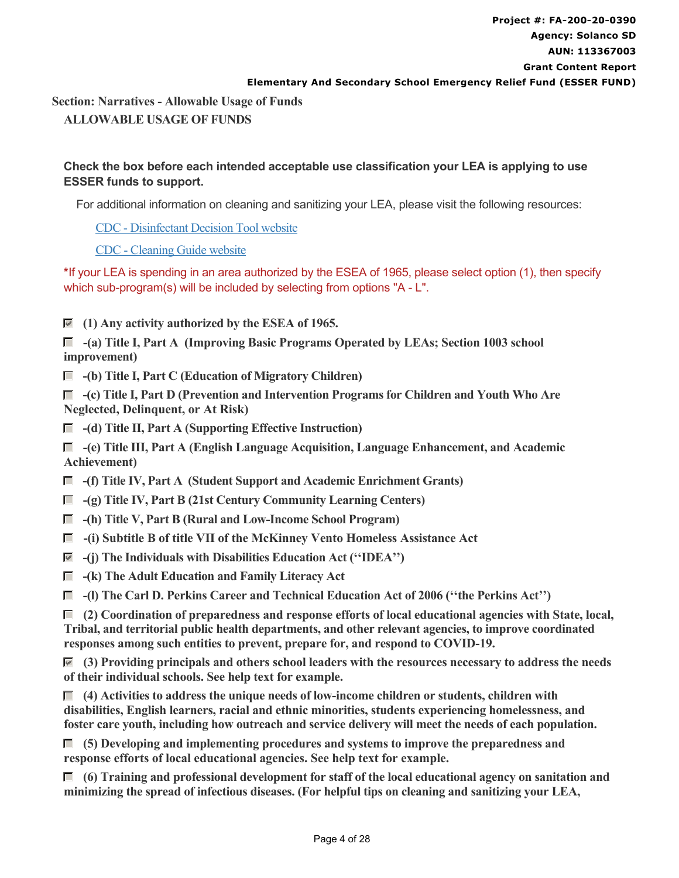## Section: Narratives - Allowable Usage of Funds

### ALLOWABLE USAGE OF FUNDS

**Check the box before each intended acceptable use classification your LEA is applying to use ESSER funds to support.**

For additional information on cleaning and sanitizing your LEA, please visit the following resources:

[CDC - Disinfectant Decision Tool website]

[CDC - Cleaning Guide website]

*If your LEA is spending in an area authorized by the ESEA of 1965, please select option (1), then specify which sub-program(s) will be included by selecting from options "A - L".

- [x] **(1) Any activity authorized by the ESEA of 1965.**
- [ ] **-(a) Title I, Part A (Improving Basic Programs Operated by LEAs; Section 1003 school improvement)**
- [ ] **-(b) Title I, Part C (Education of Migratory Children)**
- [ ] **-(c) Title I, Part D (Prevention and Intervention Programs for Children and Youth Who Are Neglected, Delinquent, or At Risk)**
- [ ] **-(d) Title II, Part A (Supporting Effective Instruction)**
- [ ] **-(e) Title III, Part A (English Language Acquisition, Language Enhancement, and Academic Achievement)**
- [ ] **-(f) Title IV, Part A (Student Support and Academic Enrichment Grants)**
- [ ] **-(g) Title IV, Part B (21st Century Community Learning Centers)**
- [ ] **-(h) Title V, Part B (Rural and Low-Income School Program)**
- [ ] **-(i) Subtitle B of title VII of the McKinney Vento Homeless Assistance Act**
- [x] **-(j) The Individuals with Disabilities Education Act (''IDEA'')**
- [ ] **-(k) The Adult Education and Family Literacy Act**
- [ ] **-(l) The Carl D. Perkins Career and Technical Education Act of 2006 (''the Perkins Act'')**
- [ ] **(2) Coordination of preparedness and response efforts of local educational agencies with State, local, Tribal, and territorial public health departments, and other relevant agencies, to improve coordinated responses among such entities to prevent, prepare for, and respond to COVID-19.**
- [x] **(3) Providing principals and others school leaders with the resources necessary to address the needs of their individual schools. See help text for example.**
- [ ] **(4) Activities to address the unique needs of low-income children or students, children with disabilities, English learners, racial and ethnic minorities, students experiencing homelessness, and foster care youth, including how outreach and service delivery will meet the needs of each population.**
- [ ] **(5) Developing and implementing procedures and systems to improve the preparedness and response efforts of local educational agencies. See help text for example.**
- [ ] **(6) Training and professional development for staff of the local educational agency on sanitation and minimizing the spread of infectious diseases. (For helpful tips on cleaning and sanitizing your LEA,**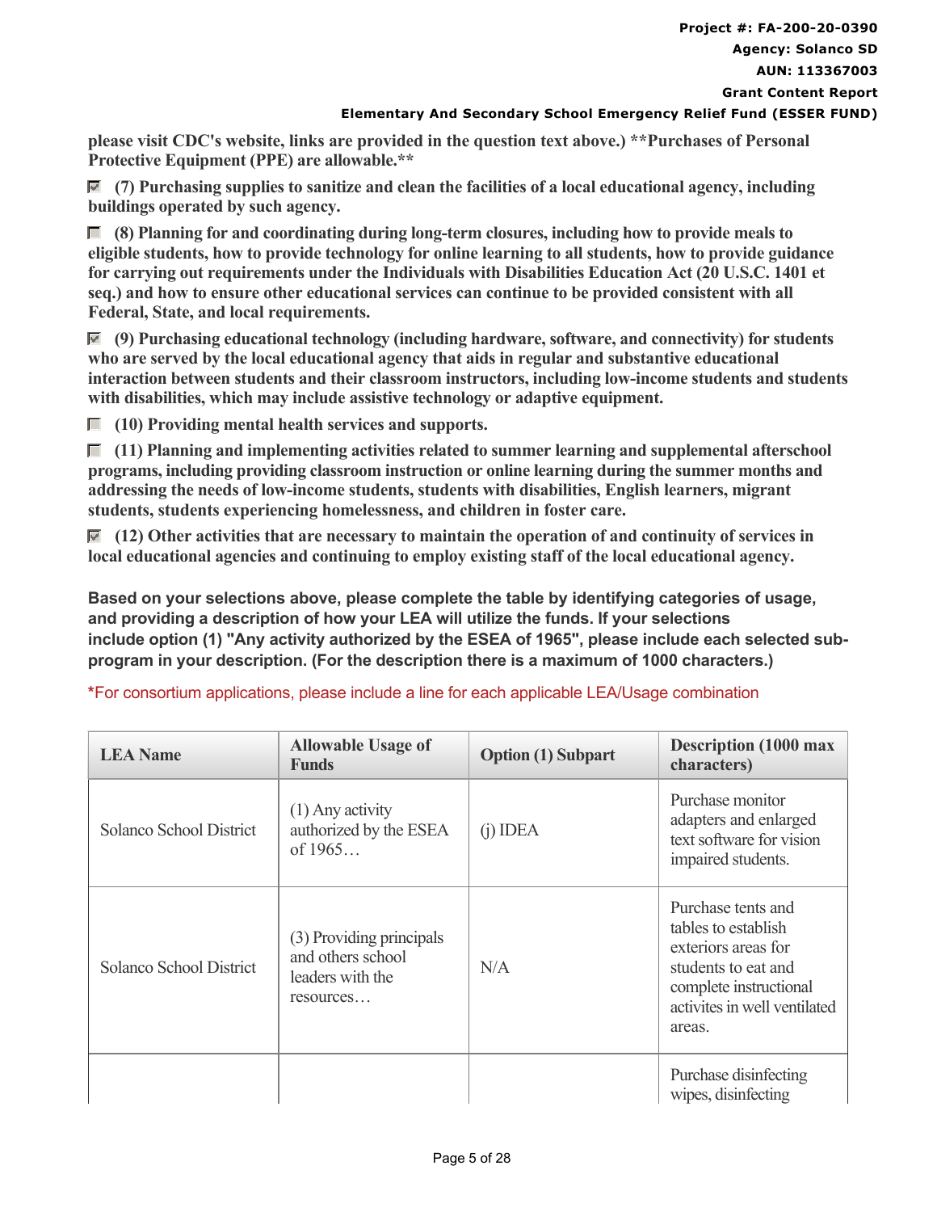**please visit CDC's website, links are provided in the question text above.) **Purchases of Personal Protective Equipment (PPE) are allowable.****

- [x] **(7) Purchasing supplies to sanitize and clean the facilities of a local educational agency, including buildings operated by such agency.**
- [ ] **(8) Planning for and coordinating during long-term closures, including how to provide meals to eligible students, how to provide technology for online learning to all students, how to provide guidance for carrying out requirements under the Individuals with Disabilities Education Act (20 U.S.C. 1401 et seq.) and how to ensure other educational services can continue to be provided consistent with all Federal, State, and local requirements.**
- [x] **(9) Purchasing educational technology (including hardware, software, and connectivity) for students who are served by the local educational agency that aids in regular and substantive educational interaction between students and their classroom instructors, including low-income students and students with disabilities, which may include assistive technology or adaptive equipment.**
- [ ] **(10) Providing mental health services and supports.**
- [ ] **(11) Planning and implementing activities related to summer learning and supplemental afterschool programs, including providing classroom instruction or online learning during the summer months and addressing the needs of low-income students, students with disabilities, English learners, migrant students, students experiencing homelessness, and children in foster care.**
- [x] **(12) Other activities that are necessary to maintain the operation of and continuity of services in local educational agencies and continuing to employ existing staff of the local educational agency.**

**Based on your selections above, please complete the table by identifying categories of usage, and providing a description of how your LEA will utilize the funds. If your selections include option (1) "Any activity authorized by the ESEA of 1965", please include each selected sub-program in your description. (For the description there is a maximum of 1000 characters.)**

*For consortium applications, please include a line for each applicable LEA/Usage combination

| LEA Name | Allowable Usage of Funds | Option (1) Subpart | Description (1000 max characters) |
|---|---|---|---|
| Solanco School District | (1) Any activity authorized by the ESEA of 1965… | (j) IDEA | Purchase monitor adapters and enlarged text software for vision impaired students. |
| Solanco School District | (3) Providing principals and others school leaders with the resources… | N/A | Purchase tents and tables to establish exteriors areas for students to eat and complete instructional activites in well ventilated areas. |
| | | | Purchase disinfecting wipes, disinfecting |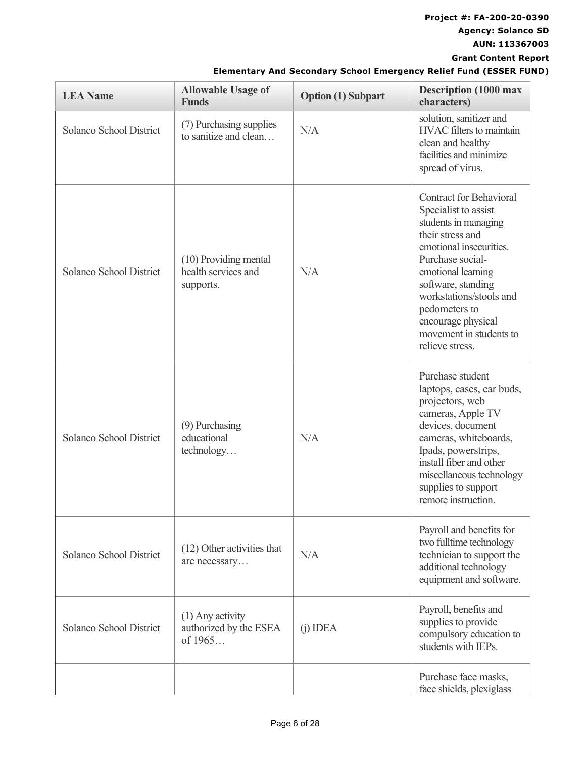| LEA Name | Allowable Usage of Funds | Option (1) Subpart | Description (1000 max characters) |
|---|---|---|---|
| Solanco School District | (7) Purchasing supplies to sanitize and clean… | N/A | solution, sanitizer and HVAC filters to maintain clean and healthy facilities and minimize spread of virus. |
| Solanco School District | (10) Providing mental health services and supports. | N/A | Contract for Behavioral Specialist to assist students in managing their stress and emotional insecurities. Purchase social-emotional learning software, standing workstations/stools and pedometers to encourage physical movement in students to relieve stress. |
| Solanco School District | (9) Purchasing educational technology… | N/A | Purchase student laptops, cases, ear buds, projectors, web cameras, Apple TV devices, document cameras, whiteboards, Ipads, powerstrips, install fiber and other miscellaneous technology supplies to support remote instruction. |
| Solanco School District | (12) Other activities that are necessary… | N/A | Payroll and benefits for two fulltime technology technician to support the additional technology equipment and software. |
| Solanco School District | (1) Any activity authorized by the ESEA of 1965… | (j) IDEA | Payroll, benefits and supplies to provide compulsory education to students with IEPs. |
| | | | Purchase face masks, face shields, plexiglass |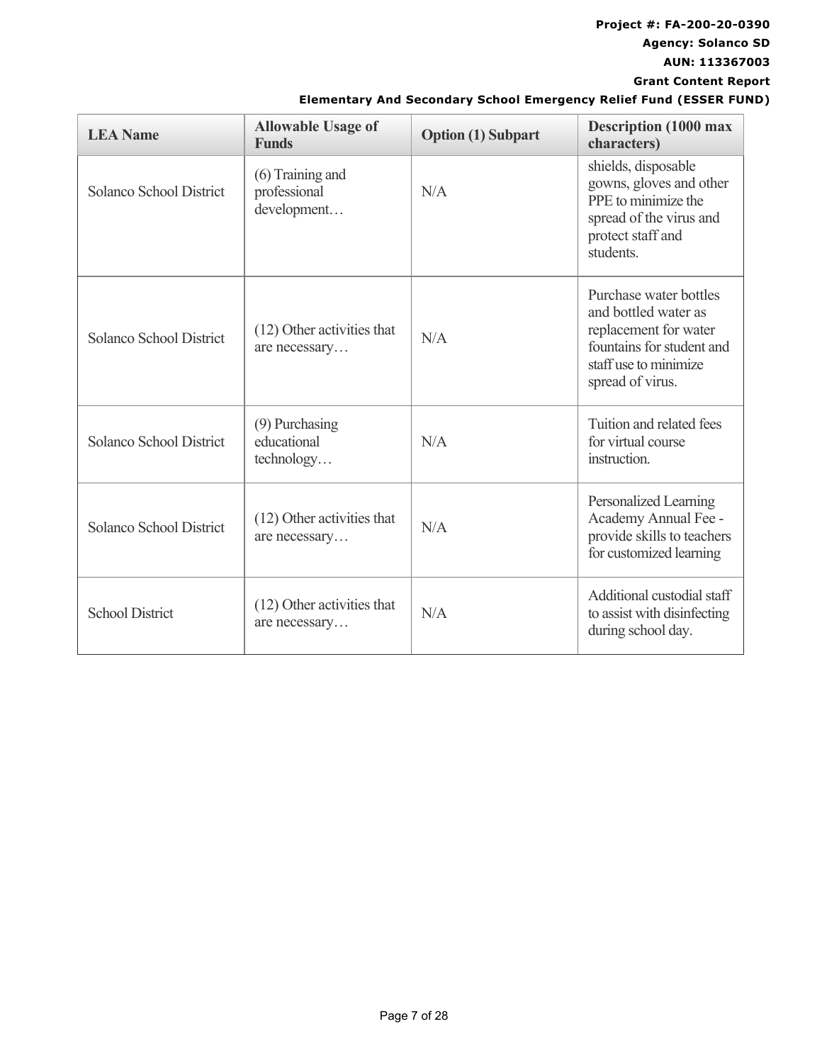| LEA Name | Allowable Usage of Funds | Option (1) Subpart | Description (1000 max characters) |
|---|---|---|---|
| Solanco School District | (6) Training and professional development… | N/A | shields, disposable gowns, gloves and other PPE to minimize the spread of the virus and protect staff and students. |
| Solanco School District | (12) Other activities that are necessary… | N/A | Purchase water bottles and bottled water as replacement for water fountains for student and staff use to minimize spread of virus. |
| Solanco School District | (9) Purchasing educational technology… | N/A | Tuition and related fees for virtual course instruction. |
| Solanco School District | (12) Other activities that are necessary… | N/A | Personalized Learning Academy Annual Fee - provide skills to teachers for customized learning |
| School District | (12) Other activities that are necessary… | N/A | Additional custodial staff to assist with disinfecting during school day. |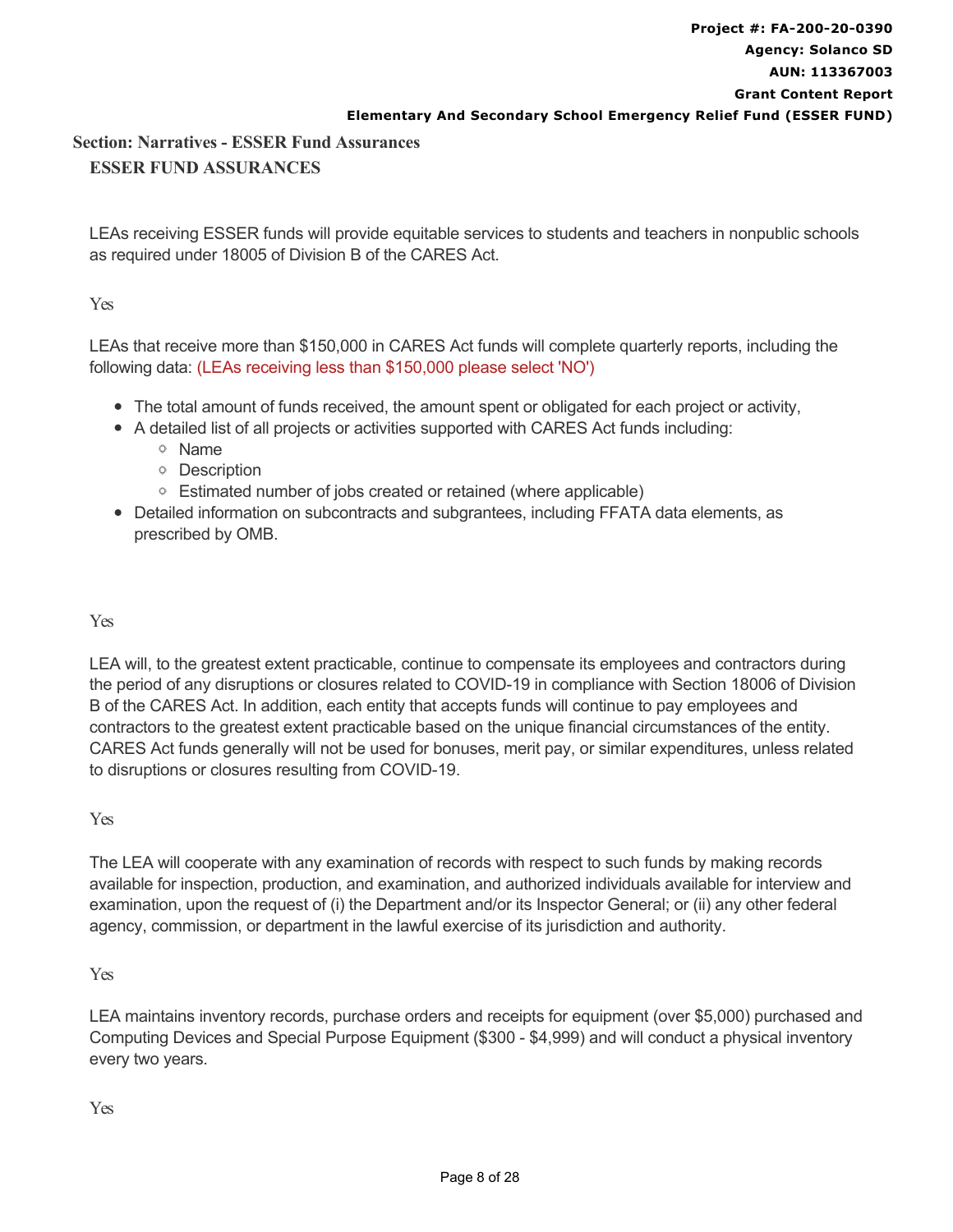## Section: Narratives - ESSER Fund Assurances

### ESSER FUND ASSURANCES

LEAs receiving ESSER funds will provide equitable services to students and teachers in nonpublic schools as required under 18005 of Division B of the CARES Act.

Yes

LEAs that receive more than $150,000 in CARES Act funds will complete quarterly reports, including the following data: (LEAs receiving less than $150,000 please select 'NO')

- The total amount of funds received, the amount spent or obligated for each project or activity,
- A detailed list of all projects or activities supported with CARES Act funds including:
  - Name
  - Description
  - Estimated number of jobs created or retained (where applicable)
- Detailed information on subcontracts and subgrantees, including FFATA data elements, as prescribed by OMB.

Yes

LEA will, to the greatest extent practicable, continue to compensate its employees and contractors during the period of any disruptions or closures related to COVID-19 in compliance with Section 18006 of Division B of the CARES Act. In addition, each entity that accepts funds will continue to pay employees and contractors to the greatest extent practicable based on the unique financial circumstances of the entity. CARES Act funds generally will not be used for bonuses, merit pay, or similar expenditures, unless related to disruptions or closures resulting from COVID-19.

Yes

The LEA will cooperate with any examination of records with respect to such funds by making records available for inspection, production, and examination, and authorized individuals available for interview and examination, upon the request of (i) the Department and/or its Inspector General; or (ii) any other federal agency, commission, or department in the lawful exercise of its jurisdiction and authority.

Yes

LEA maintains inventory records, purchase orders and receipts for equipment (over $5,000) purchased and Computing Devices and Special Purpose Equipment ($300 - $4,999) and will conduct a physical inventory every two years.

Yes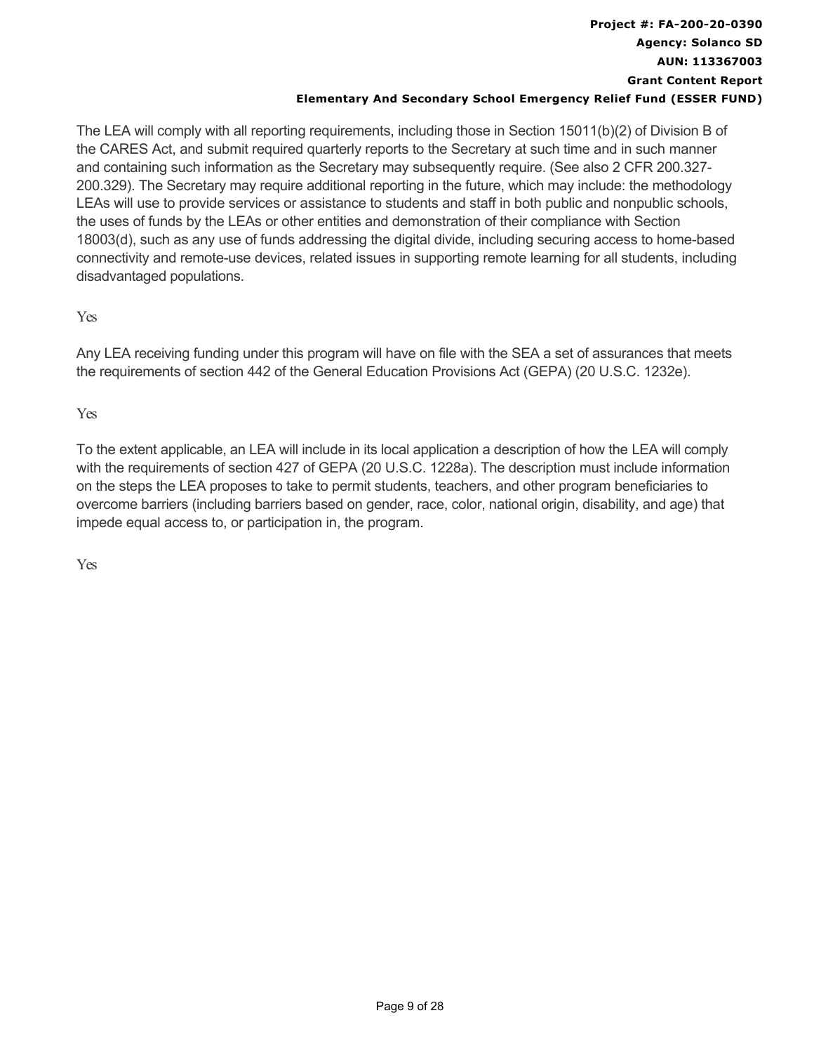The LEA will comply with all reporting requirements, including those in Section 15011(b)(2) of Division B of the CARES Act, and submit required quarterly reports to the Secretary at such time and in such manner and containing such information as the Secretary may subsequently require. (See also 2 CFR 200.327-200.329). The Secretary may require additional reporting in the future, which may include: the methodology LEAs will use to provide services or assistance to students and staff in both public and nonpublic schools, the uses of funds by the LEAs or other entities and demonstration of their compliance with Section 18003(d), such as any use of funds addressing the digital divide, including securing access to home-based connectivity and remote-use devices, related issues in supporting remote learning for all students, including disadvantaged populations.

Yes

Any LEA receiving funding under this program will have on file with the SEA a set of assurances that meets the requirements of section 442 of the General Education Provisions Act (GEPA) (20 U.S.C. 1232e).

Yes

To the extent applicable, an LEA will include in its local application a description of how the LEA will comply with the requirements of section 427 of GEPA (20 U.S.C. 1228a). The description must include information on the steps the LEA proposes to take to permit students, teachers, and other program beneficiaries to overcome barriers (including barriers based on gender, race, color, national origin, disability, and age) that impede equal access to, or participation in, the program.

Yes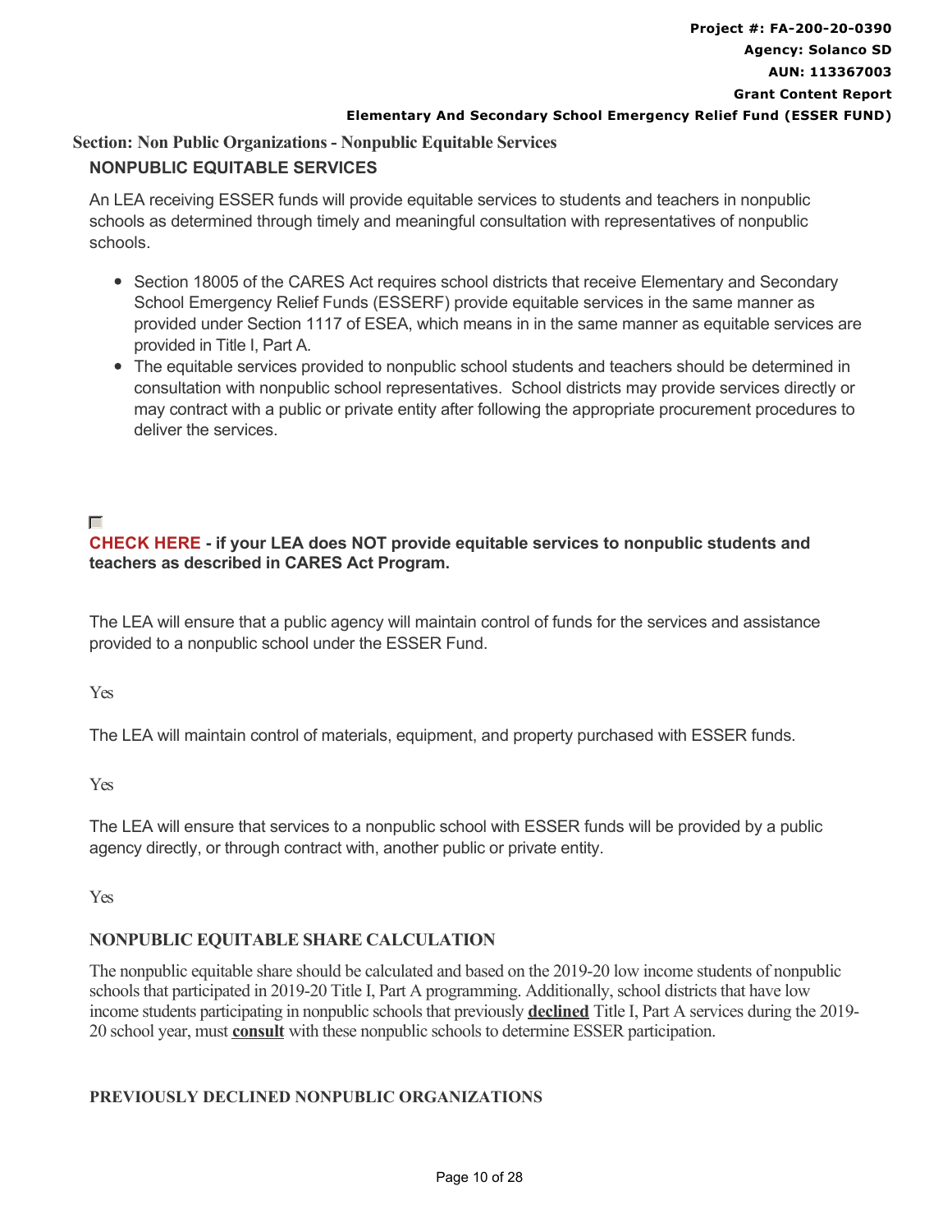**Section: Non Public Organizations - Nonpublic Equitable Services**

## NONPUBLIC EQUITABLE SERVICES

An LEA receiving ESSER funds will provide equitable services to students and teachers in nonpublic schools as determined through timely and meaningful consultation with representatives of nonpublic schools.

- Section 18005 of the CARES Act requires school districts that receive Elementary and Secondary School Emergency Relief Funds (ESSERF) provide equitable services in the same manner as provided under Section 1117 of ESEA, which means in in the same manner as equitable services are provided in Title I, Part A.
- The equitable services provided to nonpublic school students and teachers should be determined in consultation with nonpublic school representatives. School districts may provide services directly or may contract with a public or private entity after following the appropriate procurement procedures to deliver the services.

☐

**CHECK HERE - if your LEA does NOT provide equitable services to nonpublic students and teachers as described in CARES Act Program.**

The LEA will ensure that a public agency will maintain control of funds for the services and assistance provided to a nonpublic school under the ESSER Fund.

Yes

The LEA will maintain control of materials, equipment, and property purchased with ESSER funds.

Yes

The LEA will ensure that services to a nonpublic school with ESSER funds will be provided by a public agency directly, or through contract with, another public or private entity.

Yes

## NONPUBLIC EQUITABLE SHARE CALCULATION

The nonpublic equitable share should be calculated and based on the 2019-20 low income students of nonpublic schools that participated in 2019-20 Title I, Part A programming. Additionally, school districts that have low income students participating in nonpublic schools that previously **declined** Title I, Part A services during the 2019-20 school year, must **consult** with these nonpublic schools to determine ESSER participation.

## PREVIOUSLY DECLINED NONPUBLIC ORGANIZATIONS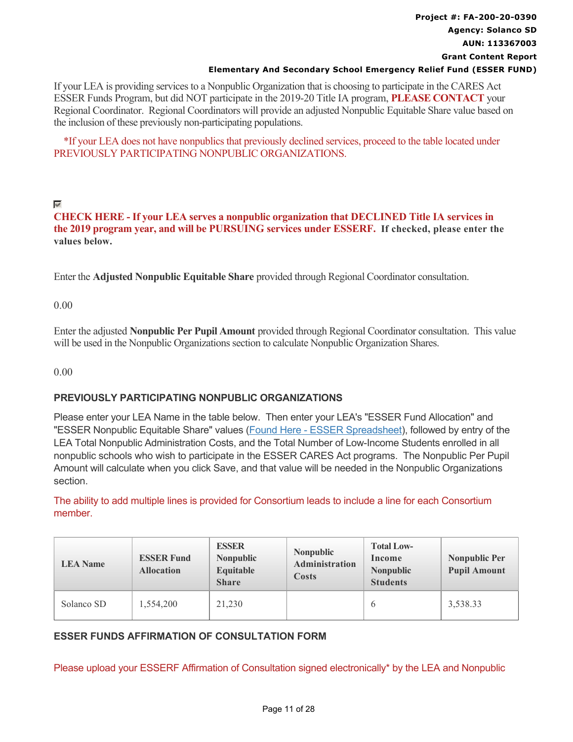If your LEA is providing services to a Nonpublic Organization that is choosing to participate in the CARES Act ESSER Funds Program, but did NOT participate in the 2019-20 Title IA program, **PLEASE CONTACT** your Regional Coordinator. Regional Coordinators will provide an adjusted Nonpublic Equitable Share value based on the inclusion of these previously non-participating populations.

*If your LEA does not have nonpublics that previously declined services, proceed to the table located under PREVIOUSLY PARTICIPATING NONPUBLIC ORGANIZATIONS.

☑

**CHECK HERE - If your LEA serves a nonpublic organization that DECLINED Title IA services in the 2019 program year, and will be PURSUING services under ESSERF. If checked, please enter the values below.**

Enter the **Adjusted Nonpublic Equitable Share** provided through Regional Coordinator consultation.

0.00

Enter the adjusted **Nonpublic Per Pupil Amount** provided through Regional Coordinator consultation. This value will be used in the Nonpublic Organizations section to calculate Nonpublic Organization Shares.

0.00

## PREVIOUSLY PARTICIPATING NONPUBLIC ORGANIZATIONS

Please enter your LEA Name in the table below. Then enter your LEA's "ESSER Fund Allocation" and "ESSER Nonpublic Equitable Share" values (Found Here - ESSER Spreadsheet), followed by entry of the LEA Total Nonpublic Administration Costs, and the Total Number of Low-Income Students enrolled in all nonpublic schools who wish to participate in the ESSER CARES Act programs. The Nonpublic Per Pupil Amount will calculate when you click Save, and that value will be needed in the Nonpublic Organizations section.

The ability to add multiple lines is provided for Consortium leads to include a line for each Consortium member.

| LEA Name | ESSER Fund Allocation | ESSER Nonpublic Equitable Share | Nonpublic Administration Costs | Total Low-Income Nonpublic Students | Nonpublic Per Pupil Amount |
|---|---|---|---|---|---|
| Solanco SD | 1,554,200 | 21,230 | | 6 | 3,538.33 |

## ESSER FUNDS AFFIRMATION OF CONSULTATION FORM

Please upload your ESSERF Affirmation of Consultation signed electronically* by the LEA and Nonpublic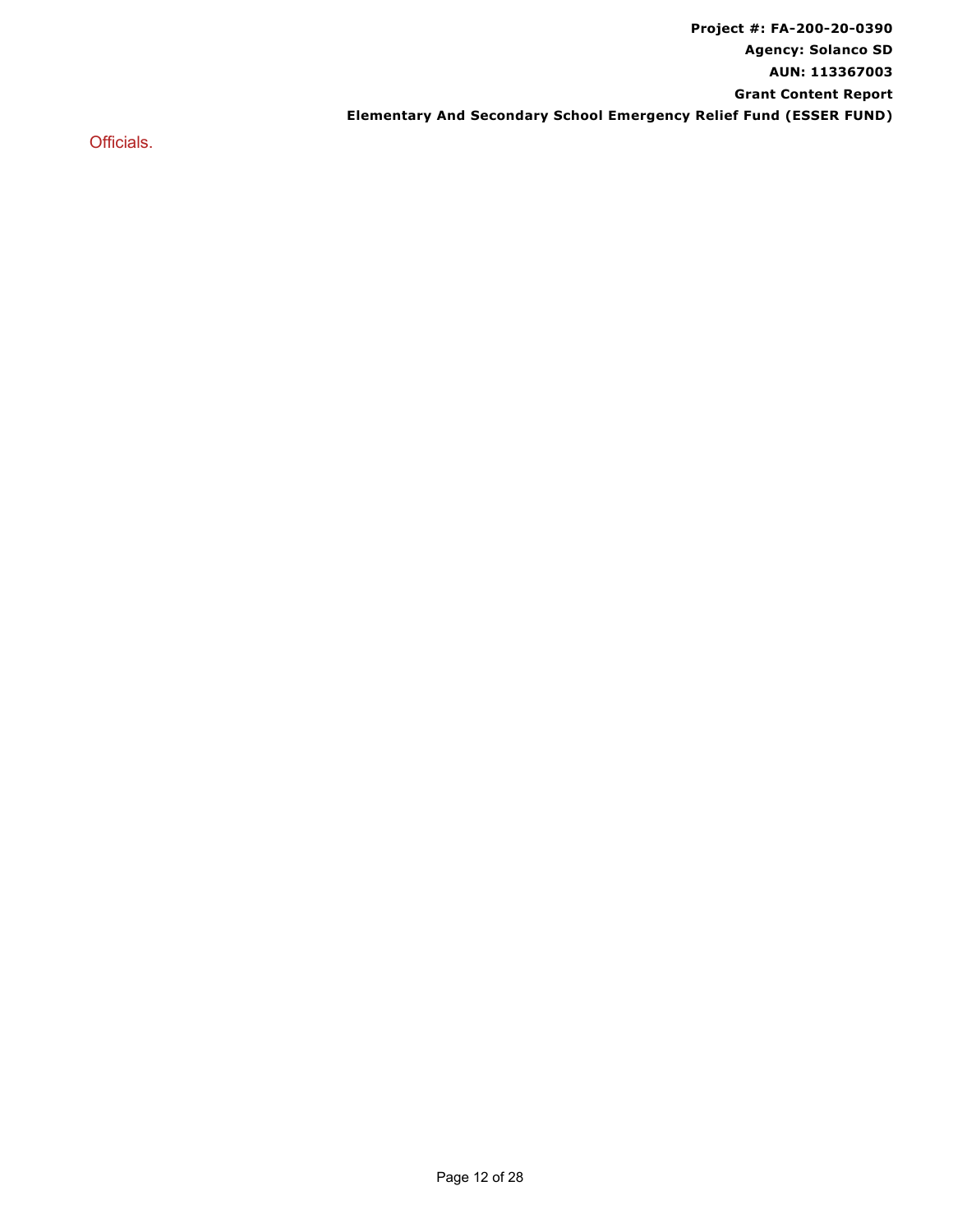Officials.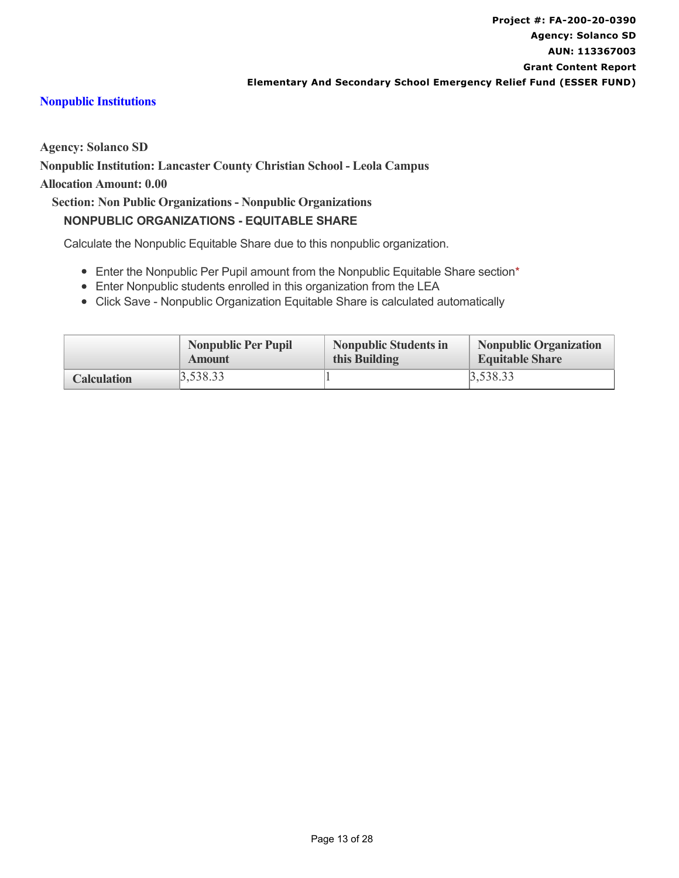## Nonpublic Institutions

**Agency: Solanco SD**

**Nonpublic Institution: Lancaster County Christian School - Leola Campus**

**Allocation Amount: 0.00**

**Section: Non Public Organizations - Nonpublic Organizations**

### NONPUBLIC ORGANIZATIONS - EQUITABLE SHARE

Calculate the Nonpublic Equitable Share due to this nonpublic organization.

- Enter the Nonpublic Per Pupil amount from the Nonpublic Equitable Share section*
- Enter Nonpublic students enrolled in this organization from the LEA
- Click Save - Nonpublic Organization Equitable Share is calculated automatically

| | Nonpublic Per Pupil Amount | Nonpublic Students in this Building | Nonpublic Organization Equitable Share |
|---|---|---|---|
| **Calculation** | 3,538.33 | 1 | 3,538.33 |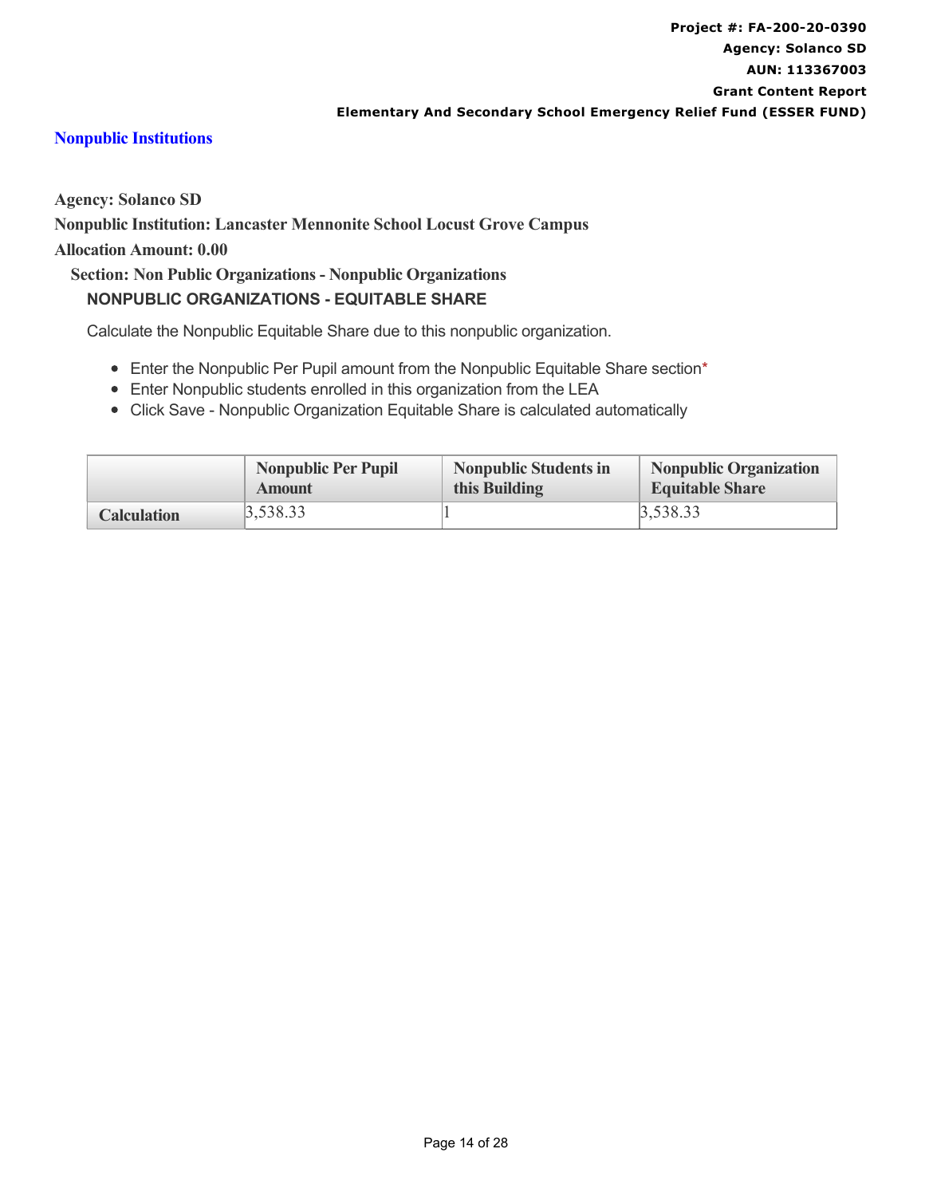## Nonpublic Institutions

**Agency: Solanco SD**

**Nonpublic Institution: Lancaster Mennonite School Locust Grove Campus**

**Allocation Amount: 0.00**

**Section: Non Public Organizations - Nonpublic Organizations**

### NONPUBLIC ORGANIZATIONS - EQUITABLE SHARE

Calculate the Nonpublic Equitable Share due to this nonpublic organization.

- Enter the Nonpublic Per Pupil amount from the Nonpublic Equitable Share section*
- Enter Nonpublic students enrolled in this organization from the LEA
- Click Save - Nonpublic Organization Equitable Share is calculated automatically

| | Nonpublic Per Pupil Amount | Nonpublic Students in this Building | Nonpublic Organization Equitable Share |
|---|---|---|---|
| **Calculation** | 3,538.33 | 1 | 3,538.33 |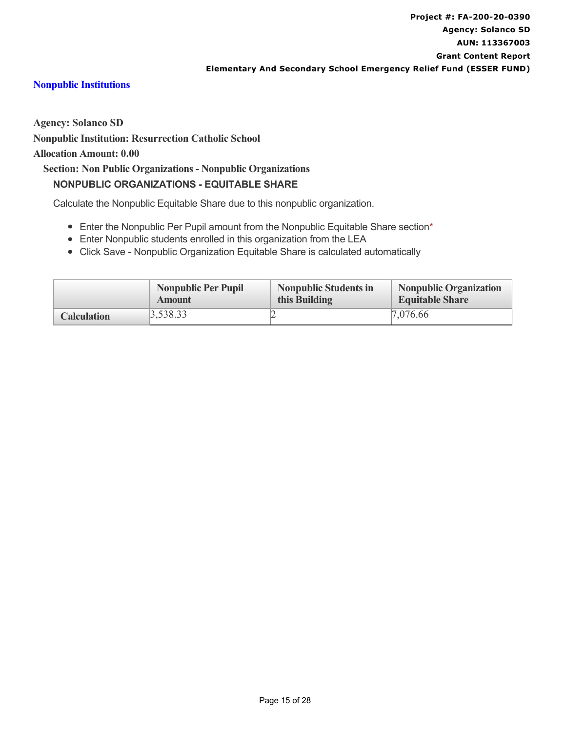## Nonpublic Institutions

**Agency: Solanco SD**

**Nonpublic Institution: Resurrection Catholic School**

**Allocation Amount: 0.00**

**Section: Non Public Organizations - Nonpublic Organizations**

### NONPUBLIC ORGANIZATIONS - EQUITABLE SHARE

Calculate the Nonpublic Equitable Share due to this nonpublic organization.

- Enter the Nonpublic Per Pupil amount from the Nonpublic Equitable Share section*
- Enter Nonpublic students enrolled in this organization from the LEA
- Click Save - Nonpublic Organization Equitable Share is calculated automatically

| | Nonpublic Per Pupil Amount | Nonpublic Students in this Building | Nonpublic Organization Equitable Share |
|---|---|---|---|
| **Calculation** | 3,538.33 | 2 | 7,076.66 |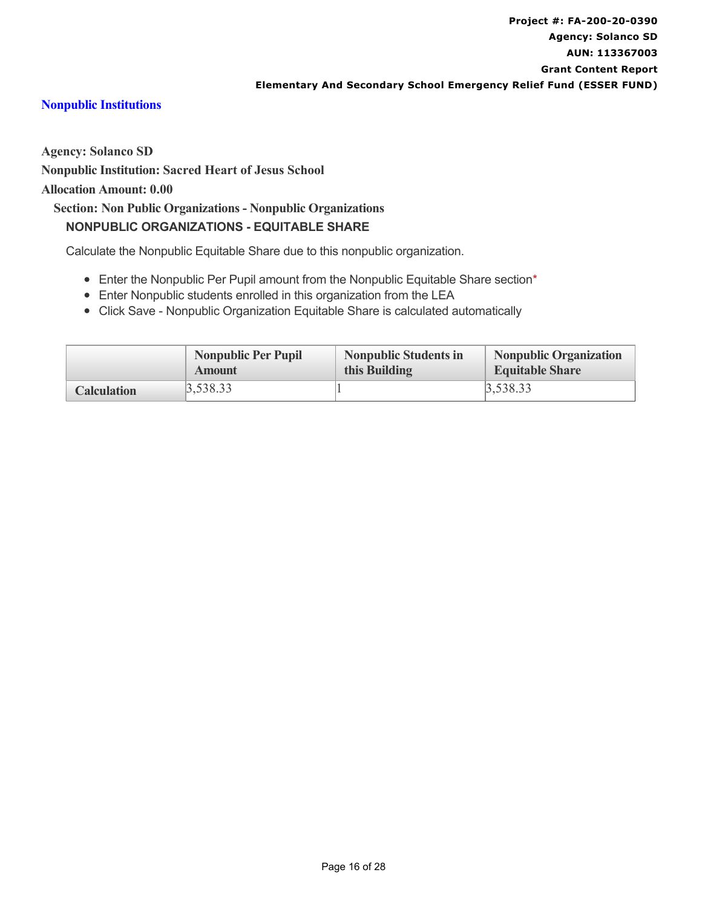## Nonpublic Institutions

**Agency: Solanco SD**

**Nonpublic Institution: Sacred Heart of Jesus School**

**Allocation Amount: 0.00**

**Section: Non Public Organizations - Nonpublic Organizations**

### NONPUBLIC ORGANIZATIONS - EQUITABLE SHARE

Calculate the Nonpublic Equitable Share due to this nonpublic organization.

- Enter the Nonpublic Per Pupil amount from the Nonpublic Equitable Share section*
- Enter Nonpublic students enrolled in this organization from the LEA
- Click Save - Nonpublic Organization Equitable Share is calculated automatically

| | Nonpublic Per Pupil Amount | Nonpublic Students in this Building | Nonpublic Organization Equitable Share |
|---|---|---|---|
| **Calculation** | 3,538.33 | 1 | 3,538.33 |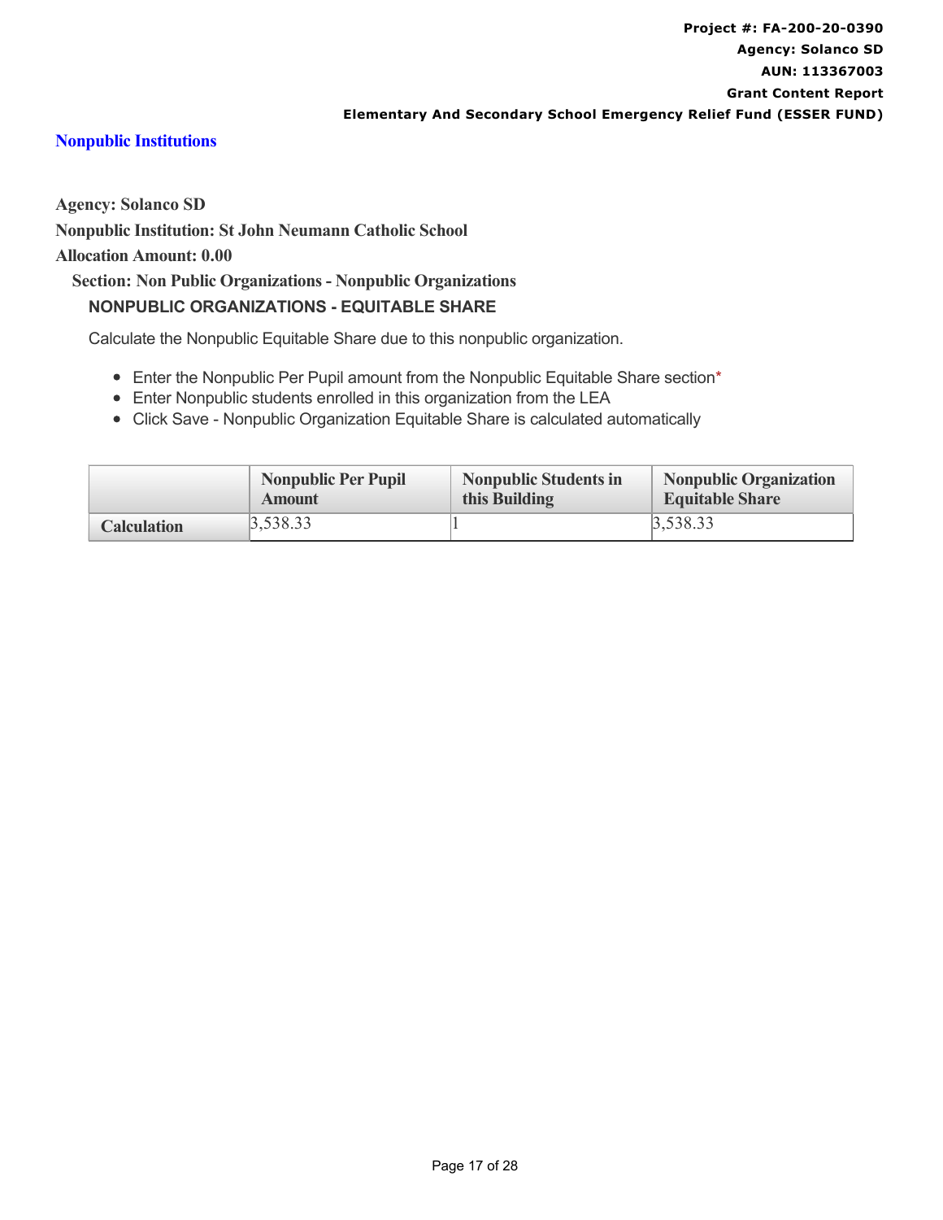## Nonpublic Institutions

**Agency: Solanco SD**

**Nonpublic Institution: St John Neumann Catholic School**

**Allocation Amount: 0.00**

**Section: Non Public Organizations - Nonpublic Organizations**

### NONPUBLIC ORGANIZATIONS - EQUITABLE SHARE

Calculate the Nonpublic Equitable Share due to this nonpublic organization.

- Enter the Nonpublic Per Pupil amount from the Nonpublic Equitable Share section*
- Enter Nonpublic students enrolled in this organization from the LEA
- Click Save - Nonpublic Organization Equitable Share is calculated automatically

| | Nonpublic Per Pupil Amount | Nonpublic Students in this Building | Nonpublic Organization Equitable Share |
|---|---|---|---|
| **Calculation** | 3,538.33 | 1 | 3,538.33 |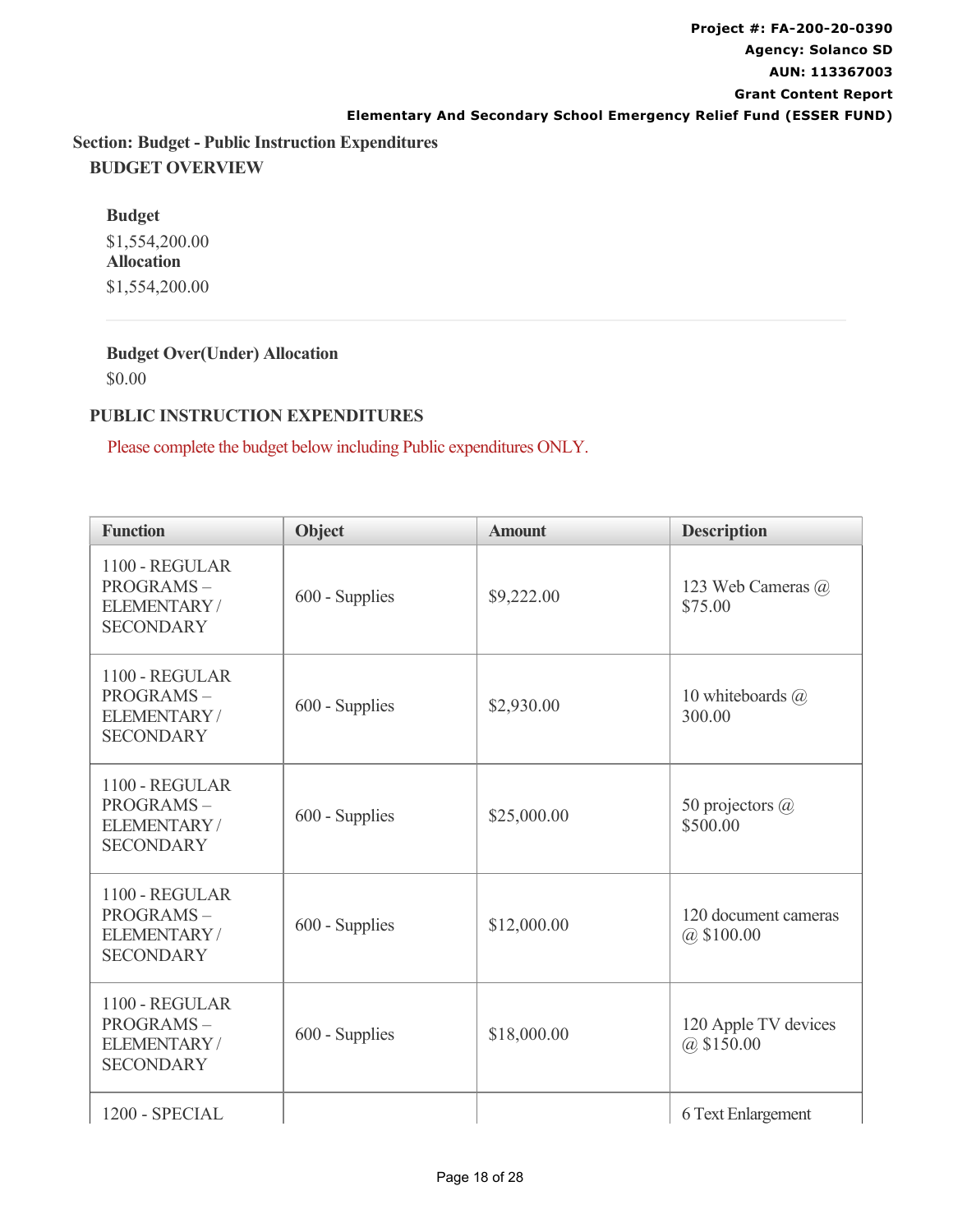Project #: FA-200-20-0390
Agency: Solanco SD
AUN: 113367003
Grant Content Report
Elementary And Secondary School Emergency Relief Fund (ESSER FUND)

## Section: Budget - Public Instruction Expenditures

### BUDGET OVERVIEW

**Budget**

$1,554,200.00

**Allocation**

$1,554,200.00

**Budget Over(Under) Allocation**

$0.00

### PUBLIC INSTRUCTION EXPENDITURES

Please complete the budget below including Public expenditures ONLY.

| Function | Object | Amount | Description |
|---|---|---|---|
| 1100 - REGULAR PROGRAMS – ELEMENTARY / SECONDARY | 600 - Supplies | $9,222.00 | 123 Web Cameras @ $75.00 |
| 1100 - REGULAR PROGRAMS – ELEMENTARY / SECONDARY | 600 - Supplies | $2,930.00 | 10 whiteboards @ 300.00 |
| 1100 - REGULAR PROGRAMS – ELEMENTARY / SECONDARY | 600 - Supplies | $25,000.00 | 50 projectors @ $500.00 |
| 1100 - REGULAR PROGRAMS – ELEMENTARY / SECONDARY | 600 - Supplies | $12,000.00 | 120 document cameras @ $100.00 |
| 1100 - REGULAR PROGRAMS – ELEMENTARY / SECONDARY | 600 - Supplies | $18,000.00 | 120 Apple TV devices @ $150.00 |
| 1200 - SPECIAL | | | 6 Text Enlargement |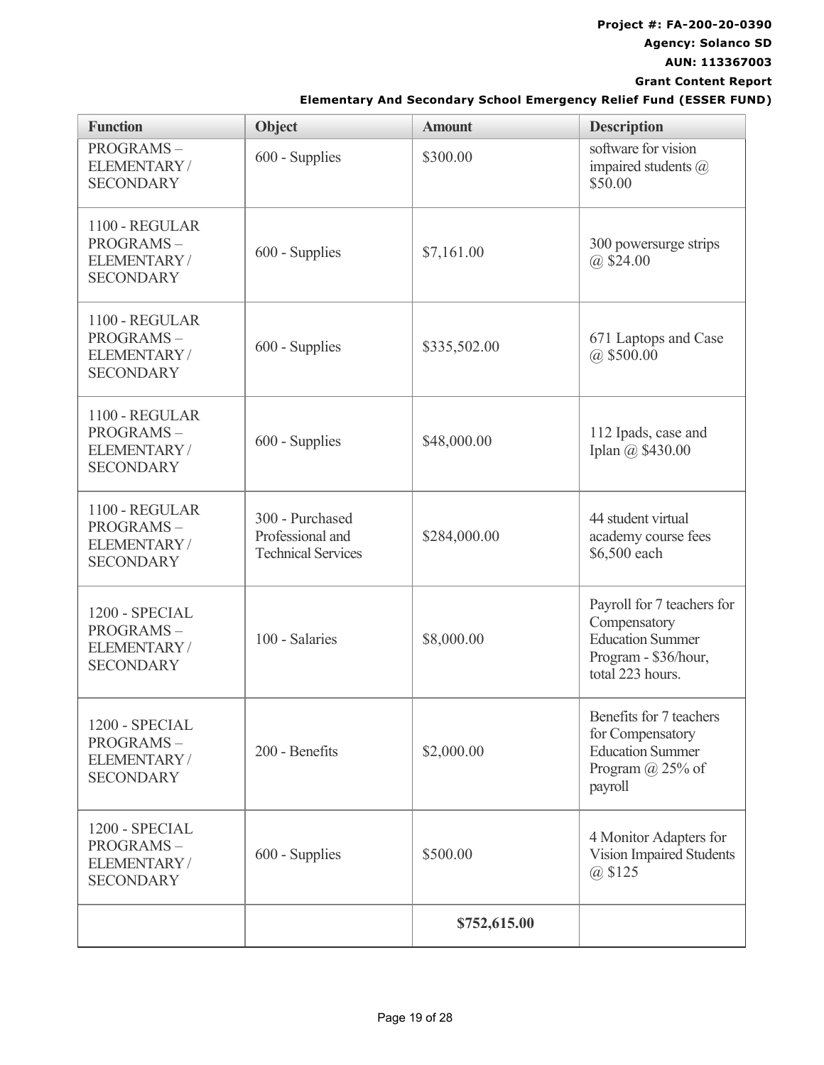| Function | Object | Amount | Description |
|---|---|---|---|
| PROGRAMS – ELEMENTARY / SECONDARY | 600 - Supplies | $300.00 | software for vision impaired students @ $50.00 |
| 1100 - REGULAR PROGRAMS – ELEMENTARY / SECONDARY | 600 - Supplies | $7,161.00 | 300 powersurge strips @ $24.00 |
| 1100 - REGULAR PROGRAMS – ELEMENTARY / SECONDARY | 600 - Supplies | $335,502.00 | 671 Laptops and Case @ $500.00 |
| 1100 - REGULAR PROGRAMS – ELEMENTARY / SECONDARY | 600 - Supplies | $48,000.00 | 112 Ipads, case and Iplan @ $430.00 |
| 1100 - REGULAR PROGRAMS – ELEMENTARY / SECONDARY | 300 - Purchased Professional and Technical Services | $284,000.00 | 44 student virtual academy course fees $6,500 each |
| 1200 - SPECIAL PROGRAMS – ELEMENTARY / SECONDARY | 100 - Salaries | $8,000.00 | Payroll for 7 teachers for Compensatory Education Summer Program - $36/hour, total 223 hours. |
| 1200 - SPECIAL PROGRAMS – ELEMENTARY / SECONDARY | 200 - Benefits | $2,000.00 | Benefits for 7 teachers for Compensatory Education Summer Program @ 25% of payroll |
| 1200 - SPECIAL PROGRAMS – ELEMENTARY / SECONDARY | 600 - Supplies | $500.00 | 4 Monitor Adapters for Vision Impaired Students @ $125 |
| | | **$752,615.00** | |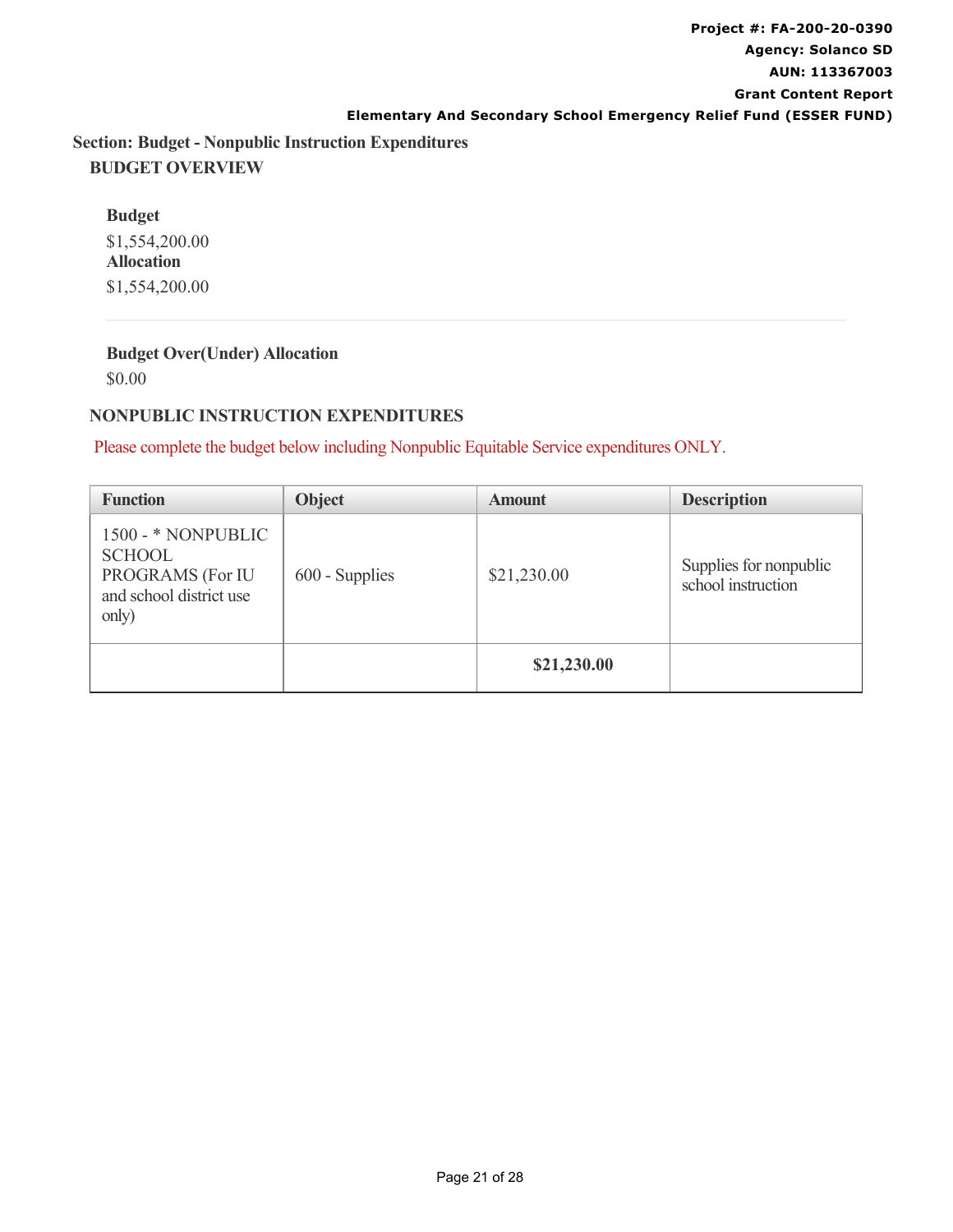**Project #: FA-200-20-0390**
**Agency: Solanco SD**
**AUN: 113367003**
**Grant Content Report**
**Elementary And Secondary School Emergency Relief Fund (ESSER FUND)**

## Section: Budget - Nonpublic Instruction Expenditures

### BUDGET OVERVIEW

**Budget**

$1,554,200.00

**Allocation**

$1,554,200.00

---

**Budget Over(Under) Allocation**

$0.00

### NONPUBLIC INSTRUCTION EXPENDITURES

Please complete the budget below including Nonpublic Equitable Service expenditures ONLY.

| Function | Object | Amount | Description |
|---|---|---|---|
| 1500 - * NONPUBLIC SCHOOL PROGRAMS (For IU and school district use only) | 600 - Supplies | $21,230.00 | Supplies for nonpublic school instruction |
| | | **$21,230.00** | |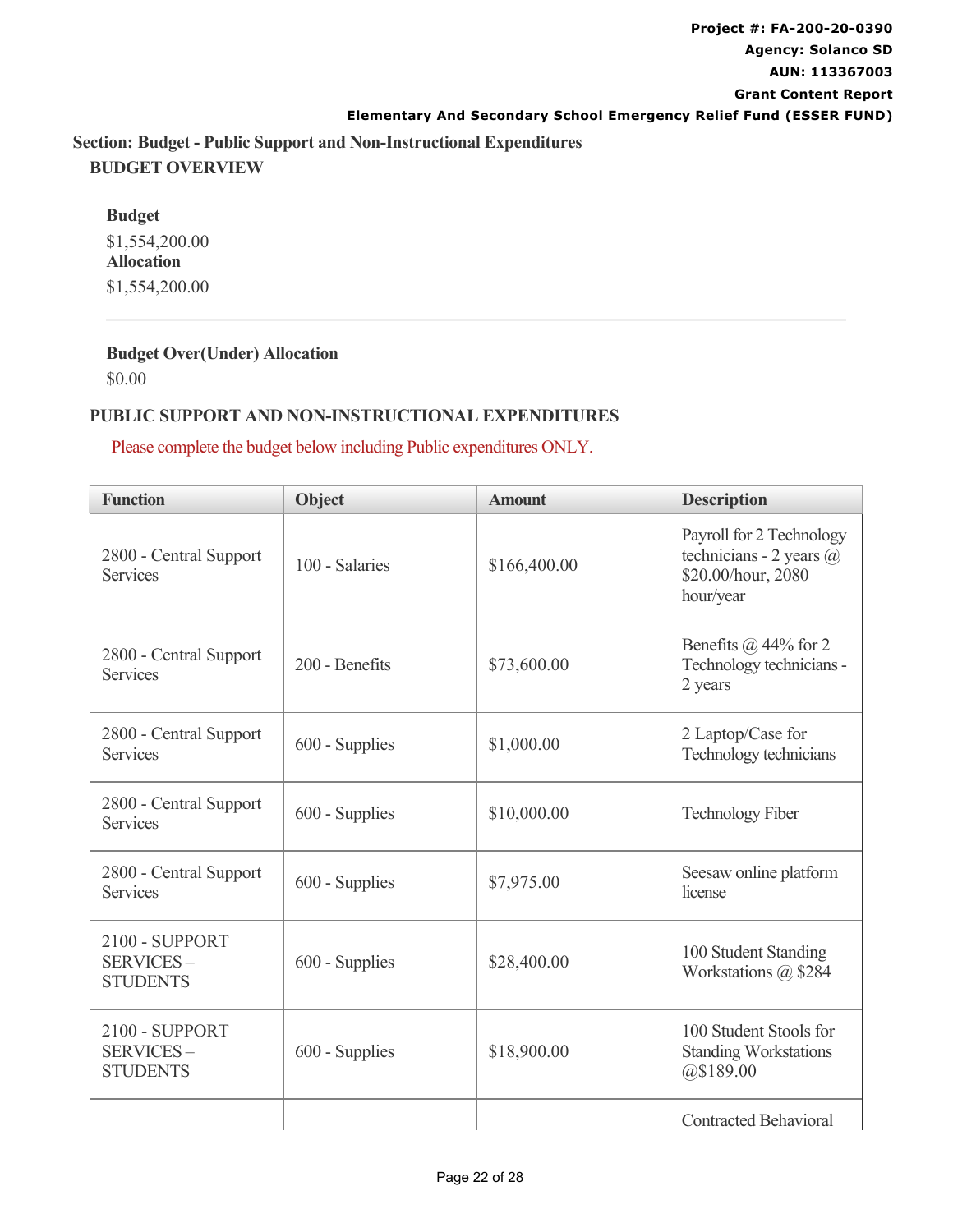Project #: FA-200-20-0390
Agency: Solanco SD
AUN: 113367003
Grant Content Report
Elementary And Secondary School Emergency Relief Fund (ESSER FUND)

## Section: Budget - Public Support and Non-Instructional Expenditures

### BUDGET OVERVIEW

**Budget**
$1,554,200.00
**Allocation**
$1,554,200.00

**Budget Over(Under) Allocation**
$0.00

### PUBLIC SUPPORT AND NON-INSTRUCTIONAL EXPENDITURES

Please complete the budget below including Public expenditures ONLY.

| Function | Object | Amount | Description |
|---|---|---|---|
| 2800 - Central Support Services | 100 - Salaries | $166,400.00 | Payroll for 2 Technology technicians - 2 years @ $20.00/hour, 2080 hour/year |
| 2800 - Central Support Services | 200 - Benefits | $73,600.00 | Benefits @ 44% for 2 Technology technicians - 2 years |
| 2800 - Central Support Services | 600 - Supplies | $1,000.00 | 2 Laptop/Case for Technology technicians |
| 2800 - Central Support Services | 600 - Supplies | $10,000.00 | Technology Fiber |
| 2800 - Central Support Services | 600 - Supplies | $7,975.00 | Seesaw online platform license |
| 2100 - SUPPORT SERVICES – STUDENTS | 600 - Supplies | $28,400.00 | 100 Student Standing Workstations @ $284 |
| 2100 - SUPPORT SERVICES – STUDENTS | 600 - Supplies | $18,900.00 | 100 Student Stools for Standing Workstations @$189.00 |
| | | | Contracted Behavioral |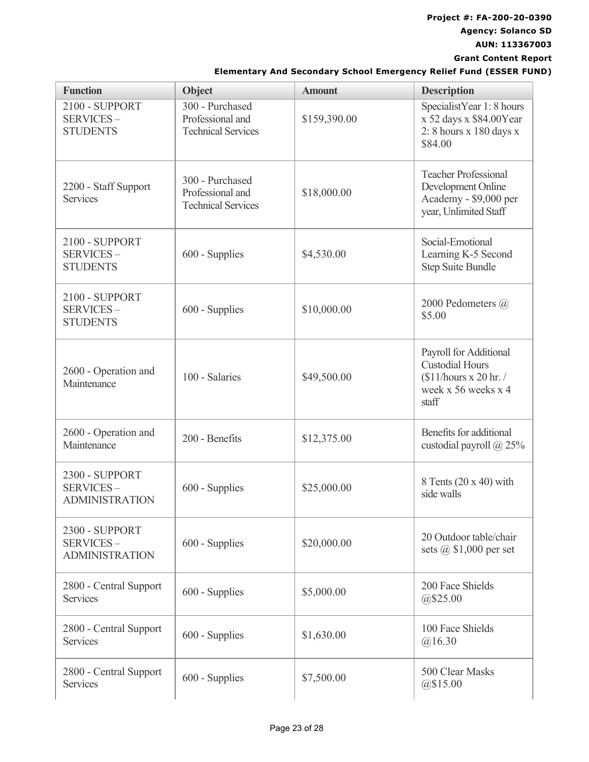**Project #: FA-200-20-0390**
**Agency: Solanco SD**
**AUN: 113367003**
**Grant Content Report**
**Elementary And Secondary School Emergency Relief Fund (ESSER FUND)**

| Function | Object | Amount | Description |
|---|---|---|---|
| 2100 - SUPPORT SERVICES – STUDENTS | 300 - Purchased Professional and Technical Services | $159,390.00 | SpecialistYear 1: 8 hours x 52 days x $84.00Year 2: 8 hours x 180 days x $84.00 |
| 2200 - Staff Support Services | 300 - Purchased Professional and Technical Services | $18,000.00 | Teacher Professional Development Online Academy - $9,000 per year, Unlimited Staff |
| 2100 - SUPPORT SERVICES – STUDENTS | 600 - Supplies | $4,530.00 | Social-Emotional Learning K-5 Second Step Suite Bundle |
| 2100 - SUPPORT SERVICES – STUDENTS | 600 - Supplies | $10,000.00 | 2000 Pedometers @ $5.00 |
| 2600 - Operation and Maintenance | 100 - Salaries | $49,500.00 | Payroll for Additional Custodial Hours ($11/hours x 20 hr. / week x 56 weeks x 4 staff |
| 2600 - Operation and Maintenance | 200 - Benefits | $12,375.00 | Benefits for additional custodial payroll @ 25% |
| 2300 - SUPPORT SERVICES – ADMINISTRATION | 600 - Supplies | $25,000.00 | 8 Tents (20 x 40) with side walls |
| 2300 - SUPPORT SERVICES – ADMINISTRATION | 600 - Supplies | $20,000.00 | 20 Outdoor table/chair sets @ $1,000 per set |
| 2800 - Central Support Services | 600 - Supplies | $5,000.00 | 200 Face Shields @$25.00 |
| 2800 - Central Support Services | 600 - Supplies | $1,630.00 | 100 Face Shields @16.30 |
| 2800 - Central Support Services | 600 - Supplies | $7,500.00 | 500 Clear Masks @$15.00 |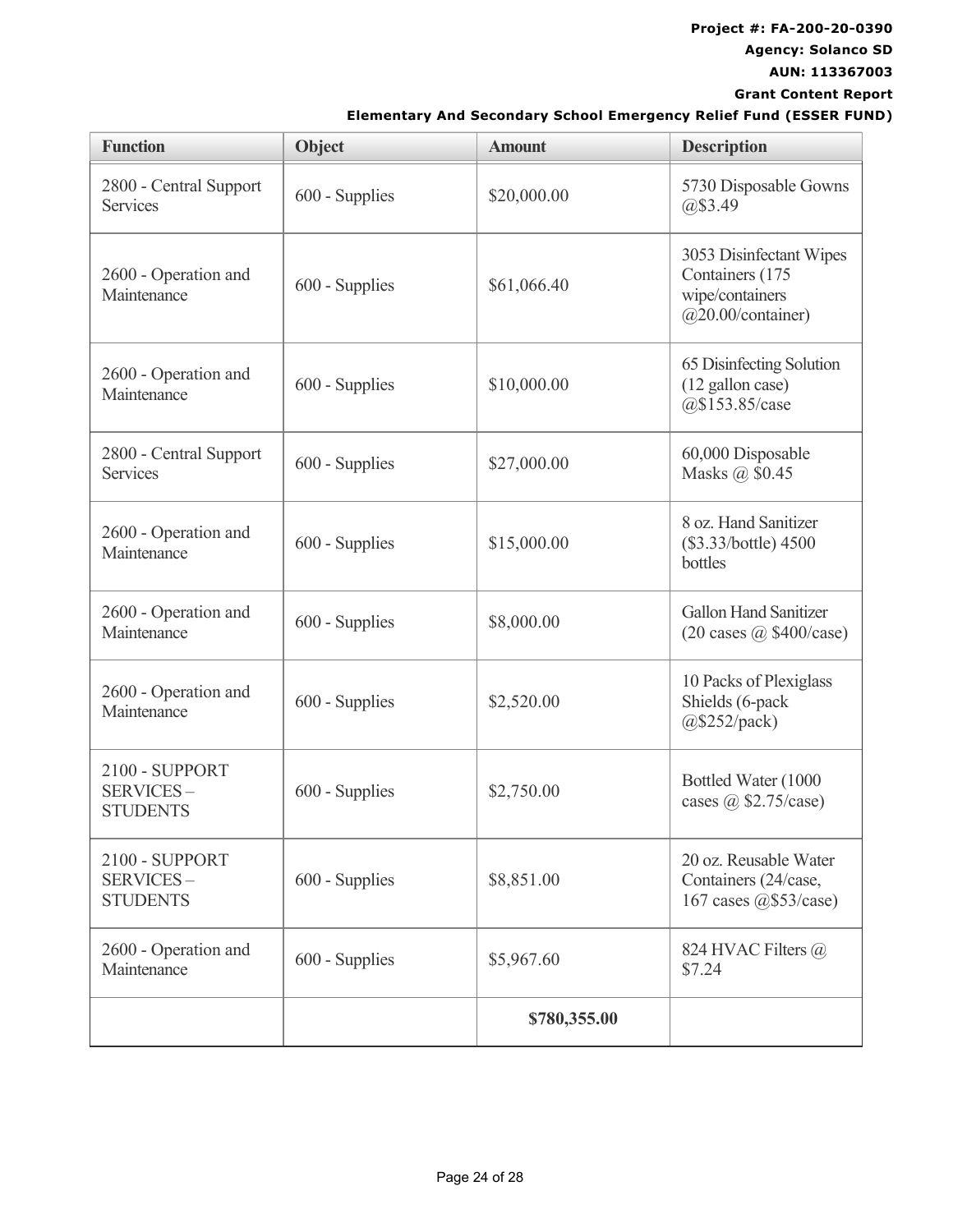**Project #: FA-200-20-0390**

**Agency: Solanco SD**

**AUN: 113367003**

**Grant Content Report**

**Elementary And Secondary School Emergency Relief Fund (ESSER FUND)**

| Function | Object | Amount | Description |
|---|---|---|---|
| 2800 - Central Support Services | 600 - Supplies | $20,000.00 | 5730 Disposable Gowns @$3.49 |
| 2600 - Operation and Maintenance | 600 - Supplies | $61,066.40 | 3053 Disinfectant Wipes Containers (175 wipe/containers @20.00/container) |
| 2600 - Operation and Maintenance | 600 - Supplies | $10,000.00 | 65 Disinfecting Solution (12 gallon case) @$153.85/case |
| 2800 - Central Support Services | 600 - Supplies | $27,000.00 | 60,000 Disposable Masks @ $0.45 |
| 2600 - Operation and Maintenance | 600 - Supplies | $15,000.00 | 8 oz. Hand Sanitizer ($3.33/bottle) 4500 bottles |
| 2600 - Operation and Maintenance | 600 - Supplies | $8,000.00 | Gallon Hand Sanitizer (20 cases @ $400/case) |
| 2600 - Operation and Maintenance | 600 - Supplies | $2,520.00 | 10 Packs of Plexiglass Shields (6-pack @$252/pack) |
| 2100 - SUPPORT SERVICES – STUDENTS | 600 - Supplies | $2,750.00 | Bottled Water (1000 cases @ $2.75/case) |
| 2100 - SUPPORT SERVICES – STUDENTS | 600 - Supplies | $8,851.00 | 20 oz. Reusable Water Containers (24/case, 167 cases @$53/case) |
| 2600 - Operation and Maintenance | 600 - Supplies | $5,967.60 | 824 HVAC Filters @ $7.24 |
| | | **$780,355.00** | |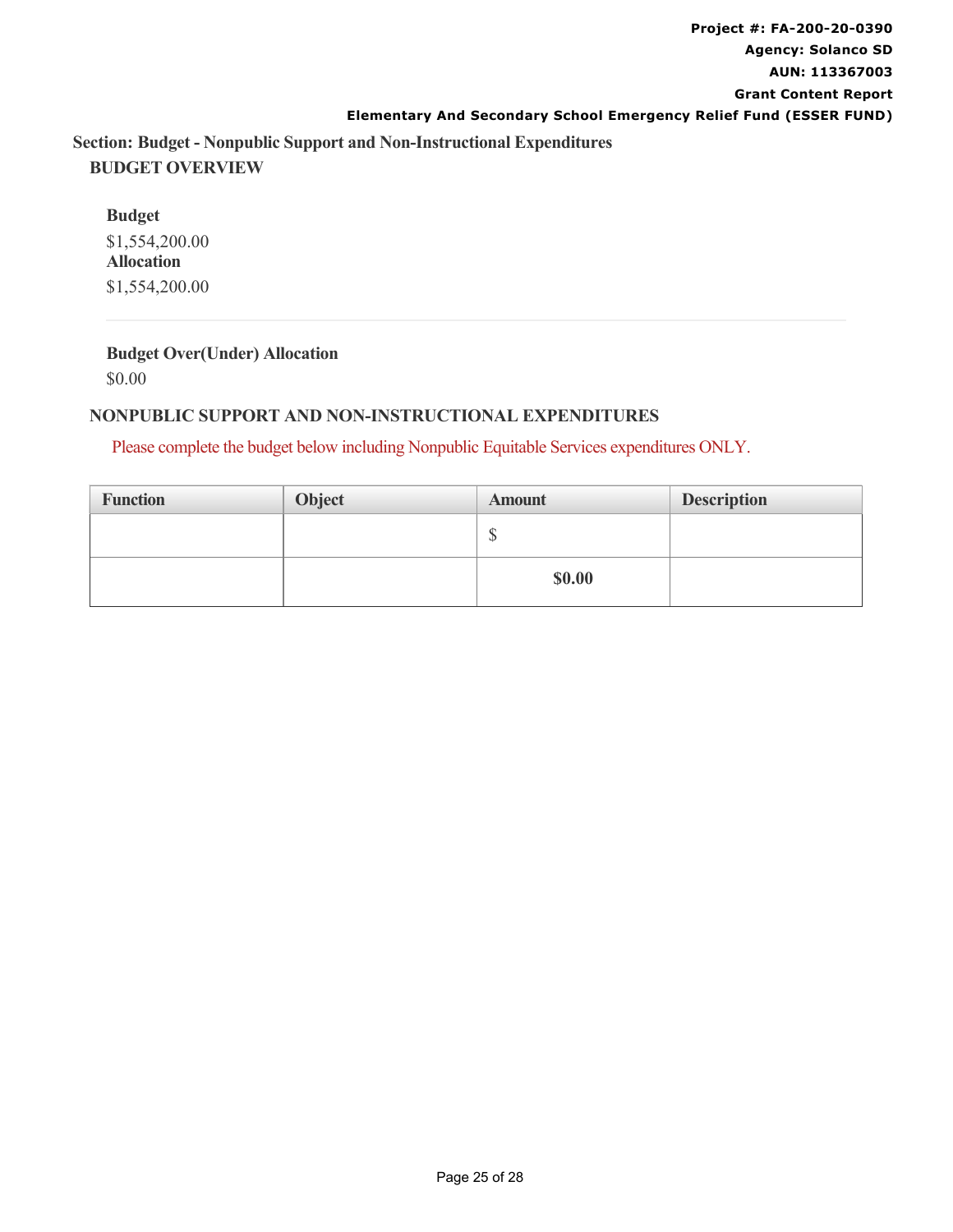## Section: Budget - Nonpublic Support and Non-Instructional Expenditures

### BUDGET OVERVIEW

**Budget**

$1,554,200.00

**Allocation**

$1,554,200.00

**Budget Over(Under) Allocation**

$0.00

### NONPUBLIC SUPPORT AND NON-INSTRUCTIONAL EXPENDITURES

Please complete the budget below including Nonpublic Equitable Services expenditures ONLY.

| Function | Object | Amount | Description |
|---|---|---|---|
| | | $ | |
| | | **$0.00** | |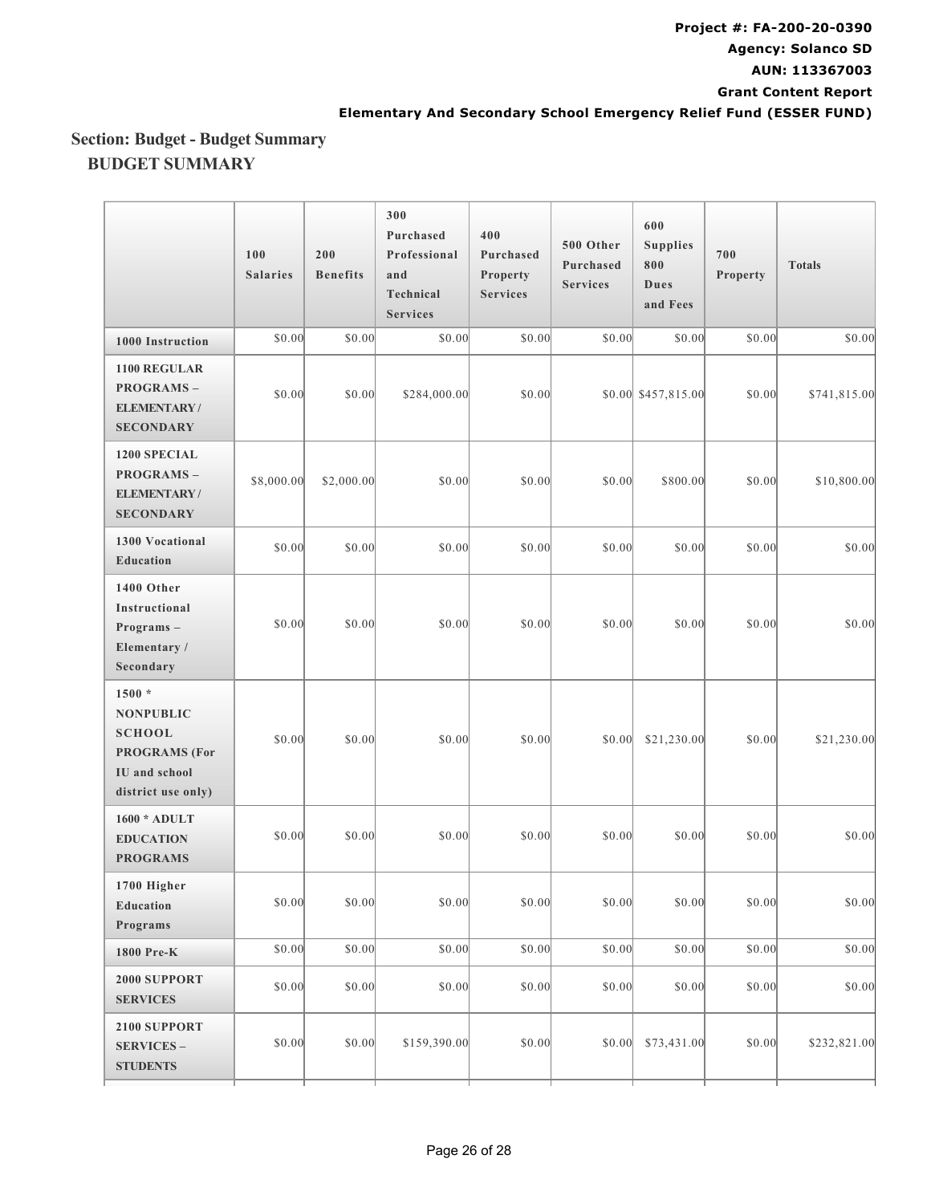## Section: Budget - Budget Summary

### BUDGET SUMMARY

| | 100 Salaries | 200 Benefits | 300 Purchased Professional and Technical Services | 400 Purchased Property Services | 500 Other Purchased Services | 600 Supplies 800 Dues and Fees | 700 Property | Totals |
|---|---|---|---|---|---|---|---|---|
| **1000 Instruction** | $0.00 | $0.00 | $0.00 | $0.00 | $0.00 | $0.00 | $0.00 | $0.00 |
| **1100 REGULAR PROGRAMS – ELEMENTARY / SECONDARY** | $0.00 | $0.00 | $284,000.00 | $0.00 | $0.00 | $457,815.00 | $0.00 | $741,815.00 |
| **1200 SPECIAL PROGRAMS – ELEMENTARY / SECONDARY** | $8,000.00 | $2,000.00 | $0.00 | $0.00 | $0.00 | $800.00 | $0.00 | $10,800.00 |
| **1300 Vocational Education** | $0.00 | $0.00 | $0.00 | $0.00 | $0.00 | $0.00 | $0.00 | $0.00 |
| **1400 Other Instructional Programs – Elementary / Secondary** | $0.00 | $0.00 | $0.00 | $0.00 | $0.00 | $0.00 | $0.00 | $0.00 |
| **1500 * NONPUBLIC SCHOOL PROGRAMS (For IU and school district use only)** | $0.00 | $0.00 | $0.00 | $0.00 | $0.00 | $21,230.00 | $0.00 | $21,230.00 |
| **1600 * ADULT EDUCATION PROGRAMS** | $0.00 | $0.00 | $0.00 | $0.00 | $0.00 | $0.00 | $0.00 | $0.00 |
| **1700 Higher Education Programs** | $0.00 | $0.00 | $0.00 | $0.00 | $0.00 | $0.00 | $0.00 | $0.00 |
| **1800 Pre-K** | $0.00 | $0.00 | $0.00 | $0.00 | $0.00 | $0.00 | $0.00 | $0.00 |
| **2000 SUPPORT SERVICES** | $0.00 | $0.00 | $0.00 | $0.00 | $0.00 | $0.00 | $0.00 | $0.00 |
| **2100 SUPPORT SERVICES – STUDENTS** | $0.00 | $0.00 | $159,390.00 | $0.00 | $0.00 | $73,431.00 | $0.00 | $232,821.00 |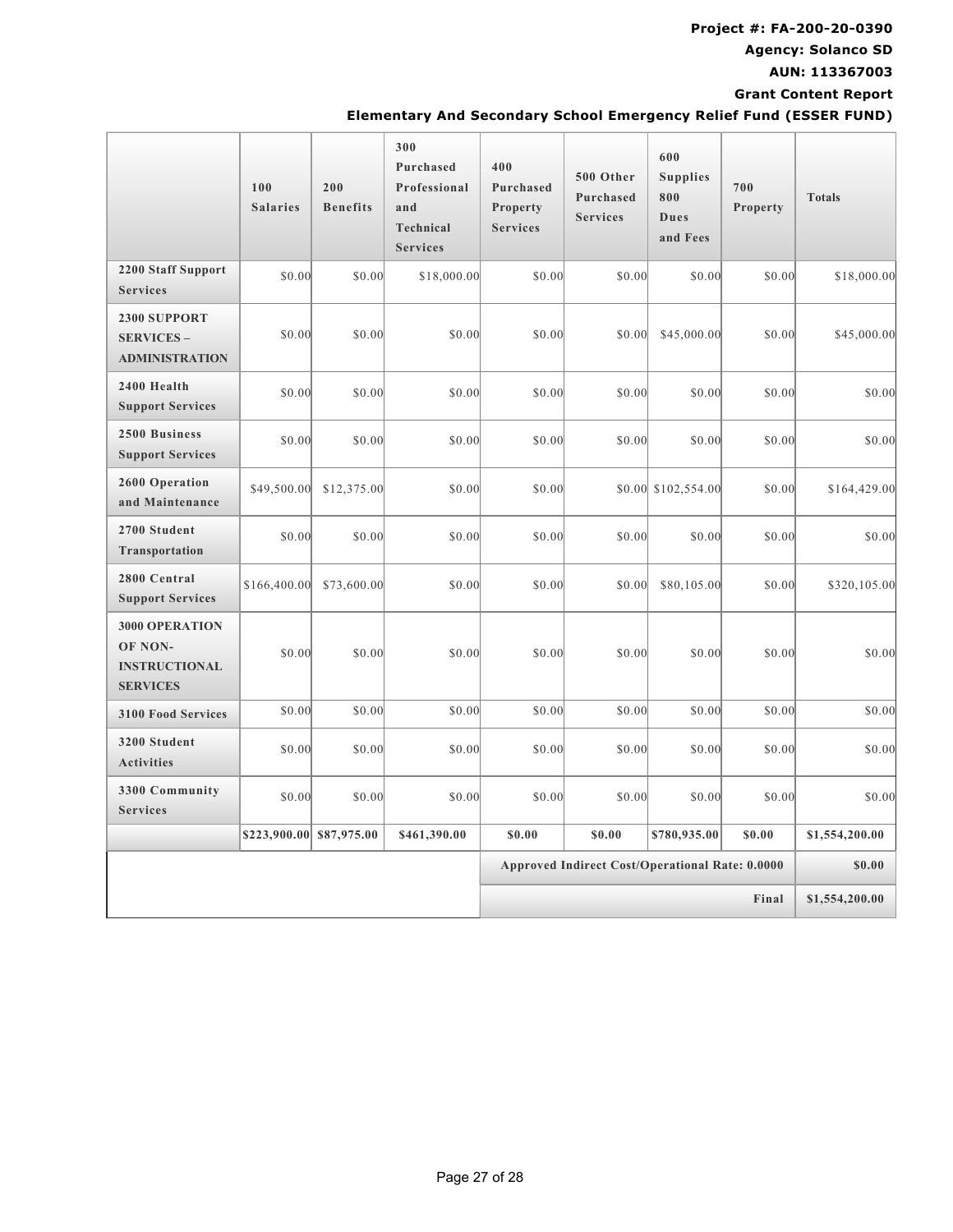**Project #: FA-200-20-0390**

**Agency: Solanco SD**

**AUN: 113367003**

**Grant Content Report**

**Elementary And Secondary School Emergency Relief Fund (ESSER FUND)**

| | 100 Salaries | 200 Benefits | 300 Purchased Professional and Technical Services | 400 Purchased Property Services | 500 Other Purchased Services | 600 Supplies 800 Dues and Fees | 700 Property | Totals |
|---|---|---|---|---|---|---|---|---|
| **2200 Staff Support Services** | $0.00 | $0.00 | $18,000.00 | $0.00 | $0.00 | $0.00 | $0.00 | $18,000.00 |
| **2300 SUPPORT SERVICES – ADMINISTRATION** | $0.00 | $0.00 | $0.00 | $0.00 | $0.00 | $45,000.00 | $0.00 | $45,000.00 |
| **2400 Health Support Services** | $0.00 | $0.00 | $0.00 | $0.00 | $0.00 | $0.00 | $0.00 | $0.00 |
| **2500 Business Support Services** | $0.00 | $0.00 | $0.00 | $0.00 | $0.00 | $0.00 | $0.00 | $0.00 |
| **2600 Operation and Maintenance** | $49,500.00 | $12,375.00 | $0.00 | $0.00 | $0.00 | $102,554.00 | $0.00 | $164,429.00 |
| **2700 Student Transportation** | $0.00 | $0.00 | $0.00 | $0.00 | $0.00 | $0.00 | $0.00 | $0.00 |
| **2800 Central Support Services** | $166,400.00 | $73,600.00 | $0.00 | $0.00 | $0.00 | $80,105.00 | $0.00 | $320,105.00 |
| **3000 OPERATION OF NON-INSTRUCTIONAL SERVICES** | $0.00 | $0.00 | $0.00 | $0.00 | $0.00 | $0.00 | $0.00 | $0.00 |
| **3100 Food Services** | $0.00 | $0.00 | $0.00 | $0.00 | $0.00 | $0.00 | $0.00 | $0.00 |
| **3200 Student Activities** | $0.00 | $0.00 | $0.00 | $0.00 | $0.00 | $0.00 | $0.00 | $0.00 |
| **3300 Community Services** | $0.00 | $0.00 | $0.00 | $0.00 | $0.00 | $0.00 | $0.00 | $0.00 |
| | **$223,900.00** | **$87,975.00** | **$461,390.00** | **$0.00** | **$0.00** | **$780,935.00** | **$0.00** | **$1,554,200.00** |
| | | | | **Approved Indirect Cost/Operational Rate: 0.0000** | | | | **$0.00** |
| | | | | | | | **Final** | **$1,554,200.00** |